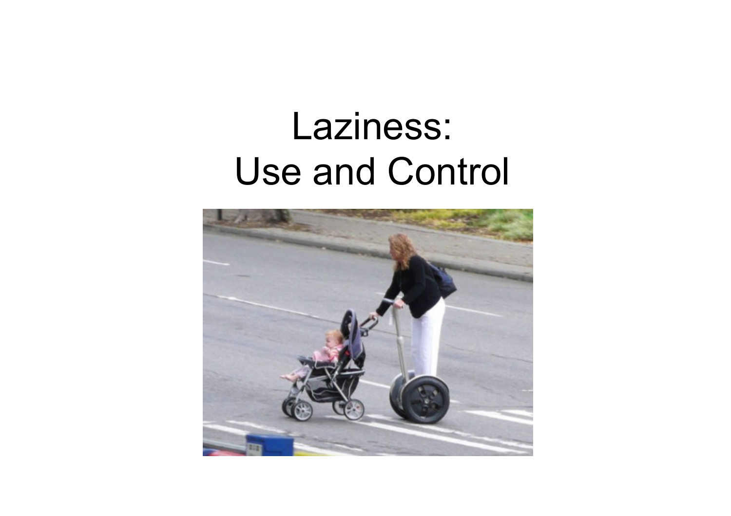# Laziness:
# Use and Control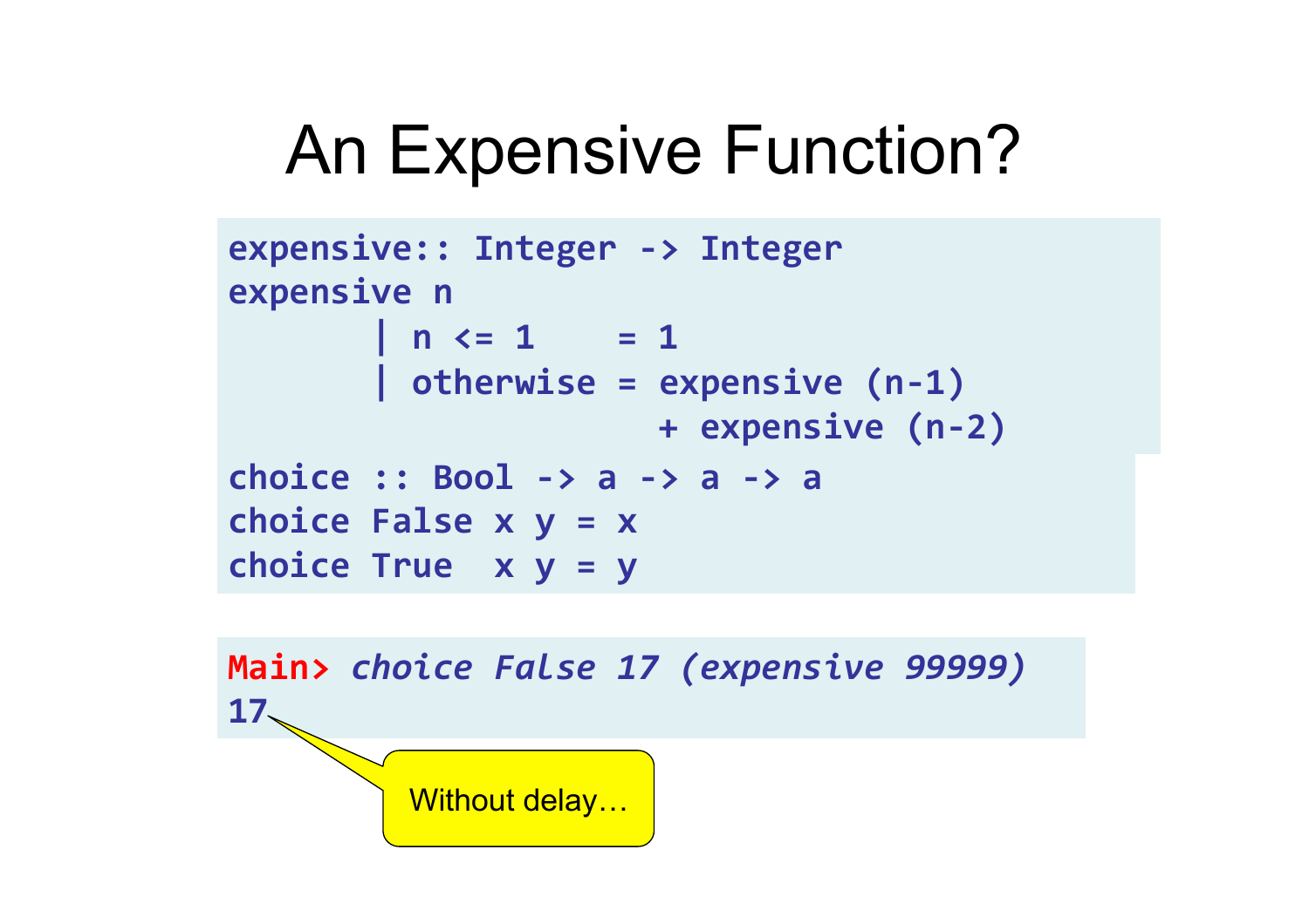# An Expensive Function?

```
expensive:: Integer -> Integer
expensive n
       | n <= 1    = 1
       | otherwise = expensive (n-1)
                   + expensive (n-2)
choice :: Bool -> a -> a -> a
choice False x y = x
choice True  x y = y
```

```
Main> choice False 17 (expensive 99999)
17
```

Without delay…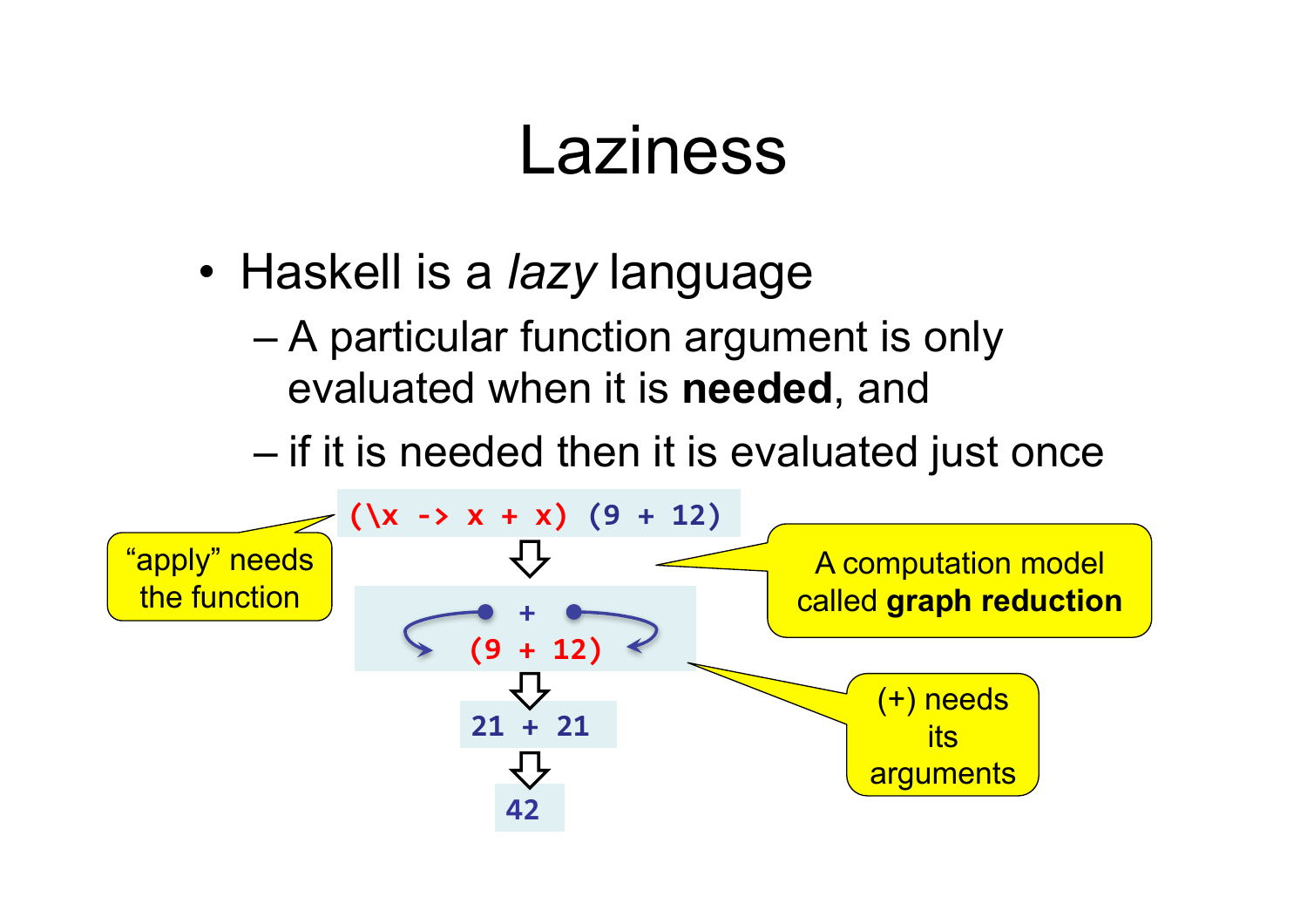# Laziness

- Haskell is a *lazy* language
  - A particular function argument is only evaluated when it is **needed**, and
  - if it is needed then it is evaluated just once

```
(\x -> x + x) (9 + 12)
        ⇩
        +
     (9 + 12)
        ⇩
     21 + 21
        ⇩
       42
```

“apply” needs the function

A computation model called **graph reduction**

(+) needs its arguments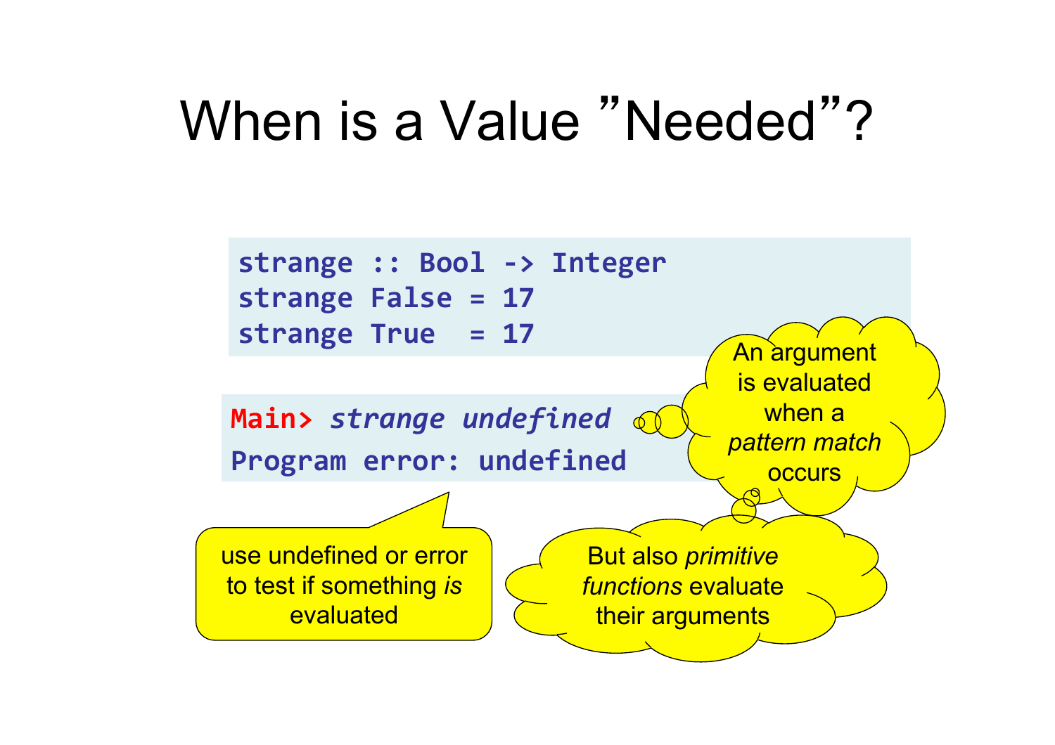# When is a Value "Needed"?

```
strange :: Bool -> Integer
strange False = 17
strange True  = 17
```

```
Main> strange undefined
Program error: undefined
```

An argument is evaluated when a *pattern match* occurs

use undefined or error to test if something *is* evaluated

But also *primitive functions* evaluate their arguments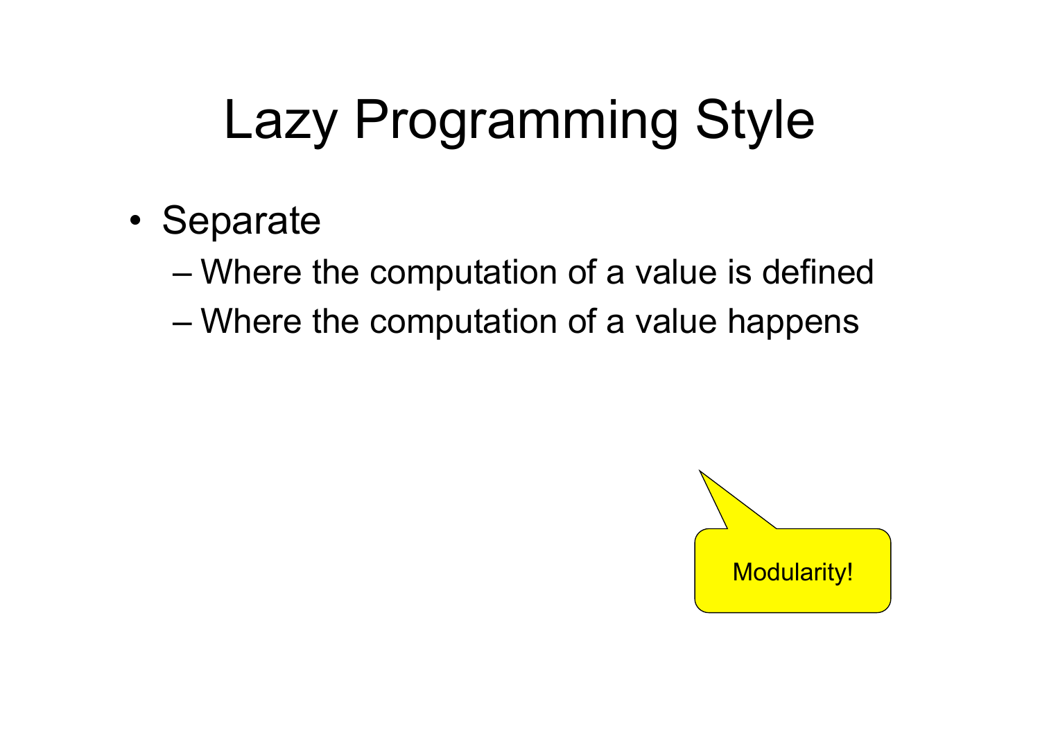# Lazy Programming Style

- Separate
  - Where the computation of a value is defined
  - Where the computation of a value happens

Modularity!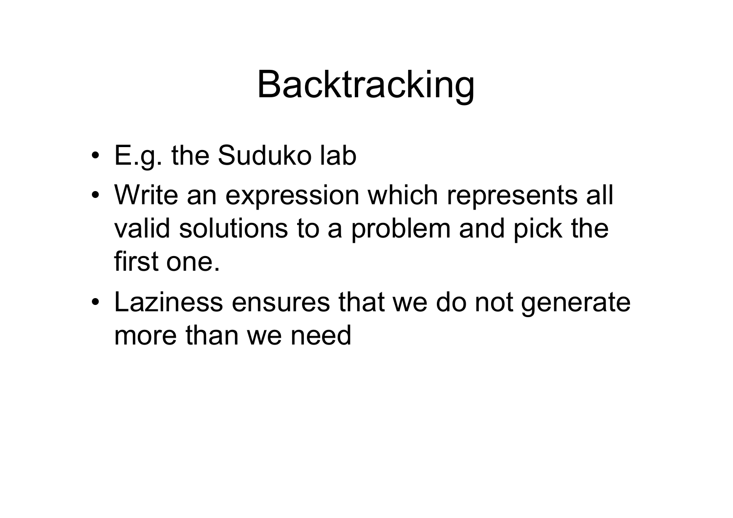# Backtracking

- E.g. the Suduko lab
- Write an expression which represents all valid solutions to a problem and pick the first one.
- Laziness ensures that we do not generate more than we need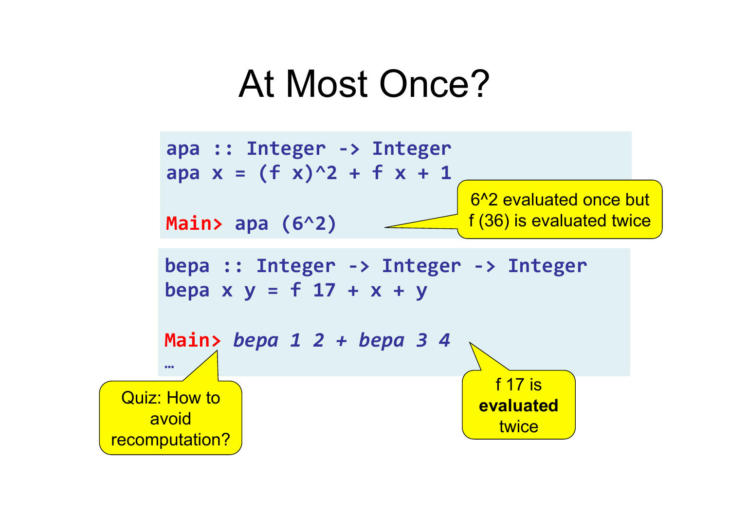# At Most Once?

```
apa :: Integer -> Integer
apa x = (f x)^2 + f x + 1

Main> apa (6^2)
```

6^2 evaluated once but f (36) is evaluated twice

```
bepa :: Integer -> Integer -> Integer
bepa x y = f 17 + x + y

Main> bepa 1 2 + bepa 3 4
…
```

Quiz: How to avoid recomputation?

f 17 is **evaluated** twice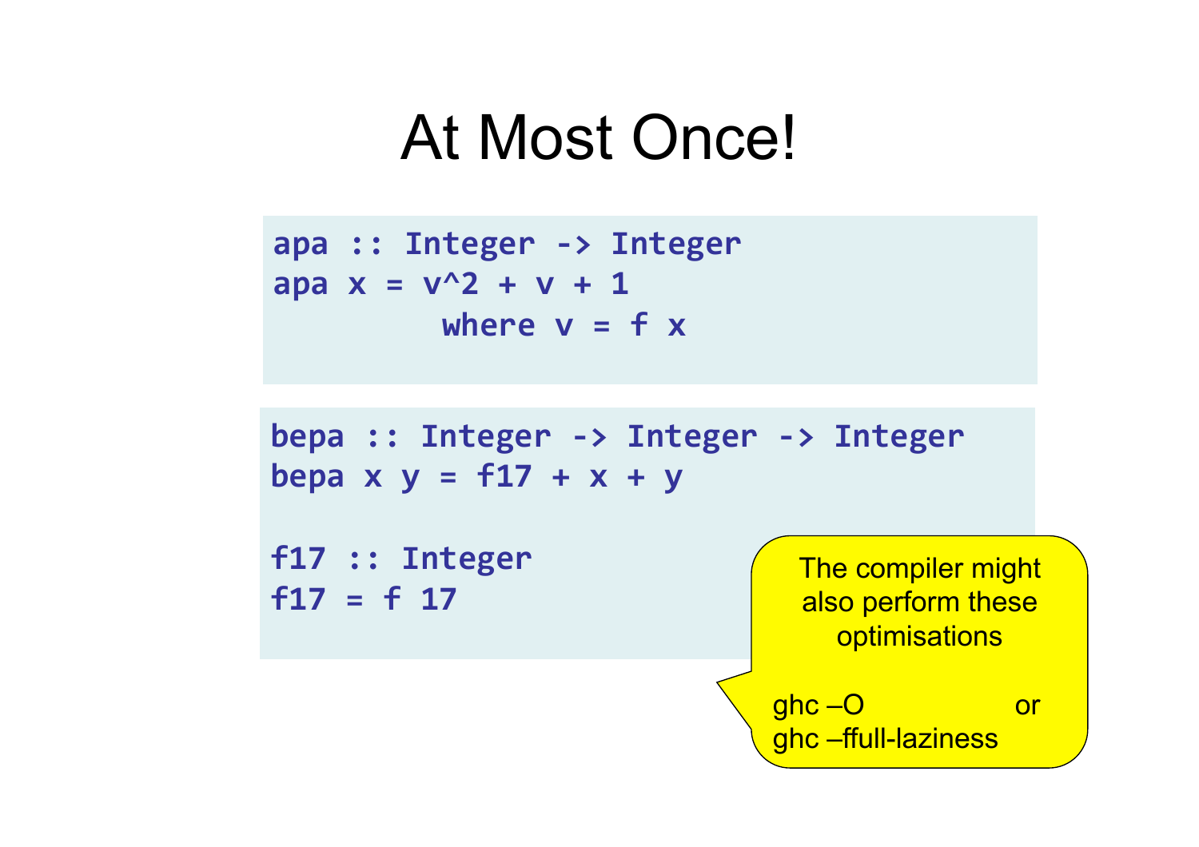# At Most Once!

```
apa :: Integer -> Integer
apa x = v^2 + v + 1
        where v = f x
```

```
bepa :: Integer -> Integer -> Integer
bepa x y = f17 + x + y

f17 :: Integer
f17 = f 17
```

The compiler might also perform these optimisations

ghc –O or
ghc –ffull-laziness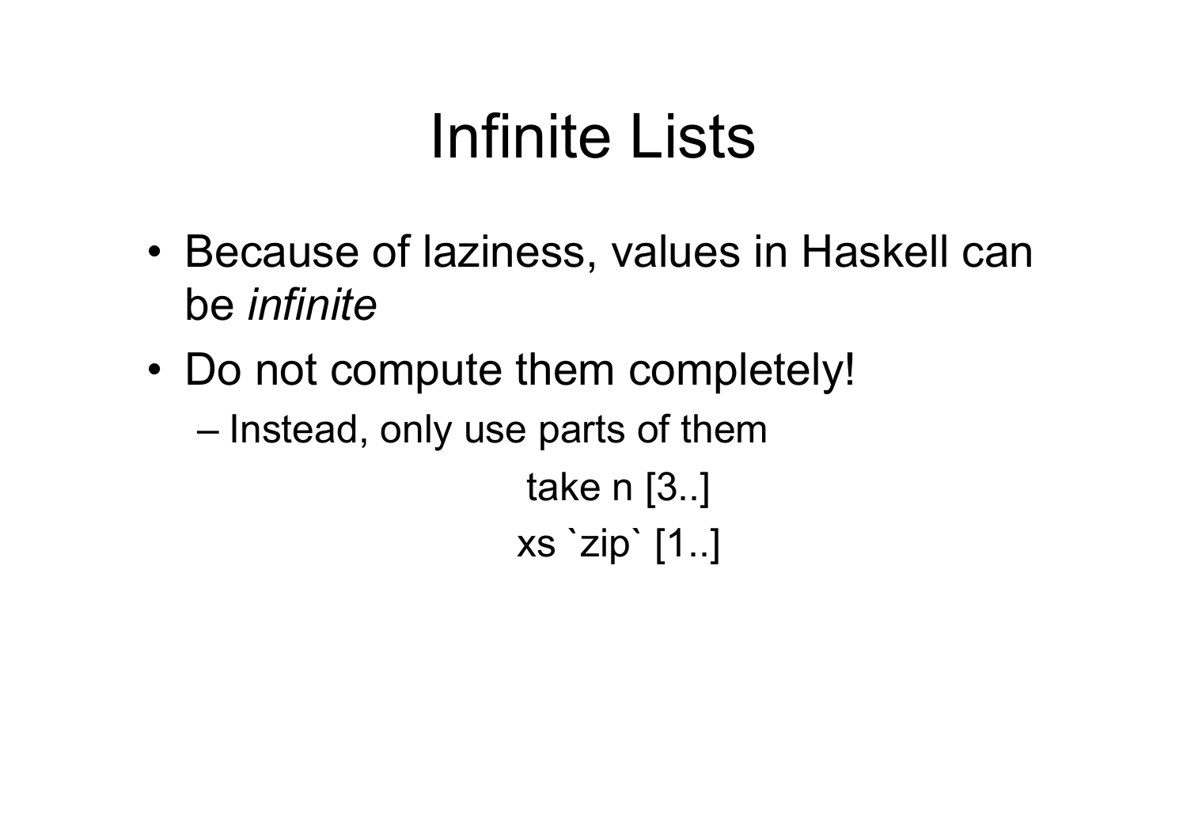# Infinite Lists

- Because of laziness, values in Haskell can be *infinite*
- Do not compute them completely!
  - Instead, only use parts of them

```
take n [3..]
xs `zip` [1..]
```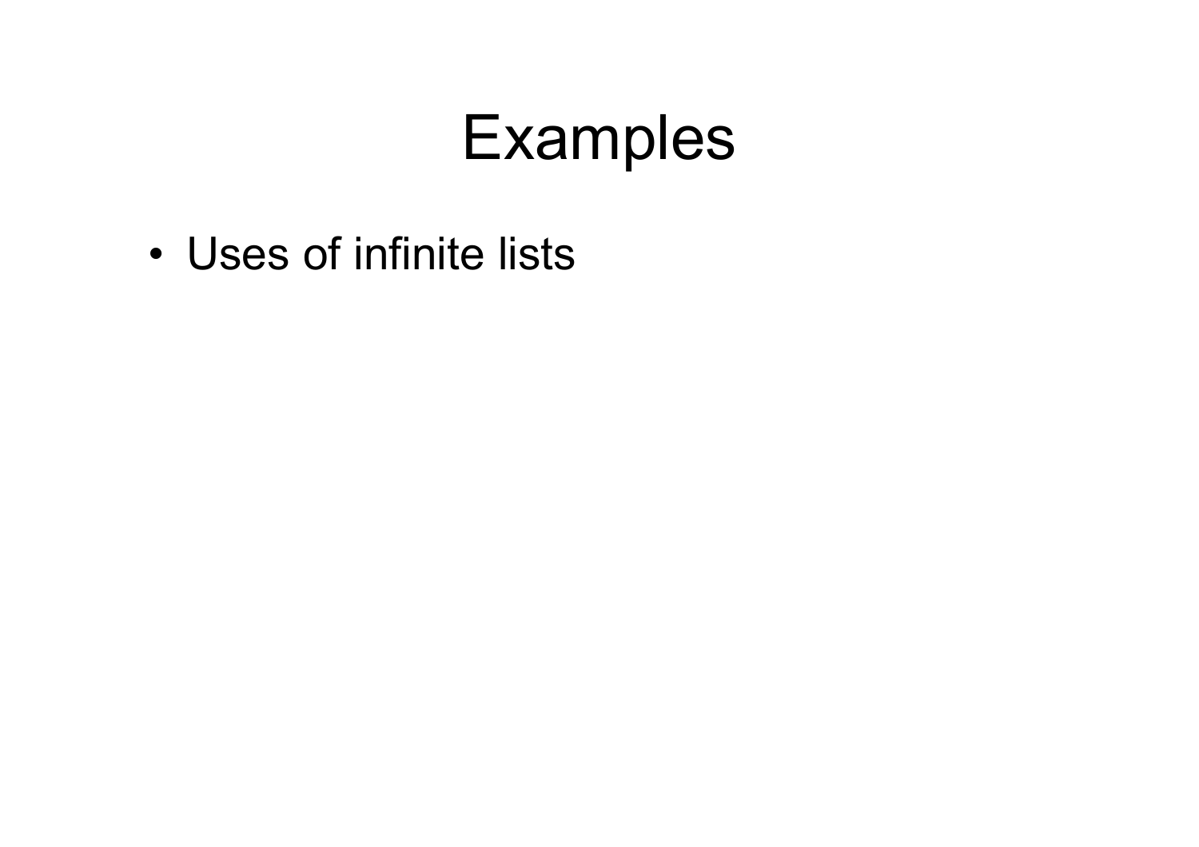# Examples

- Uses of infinite lists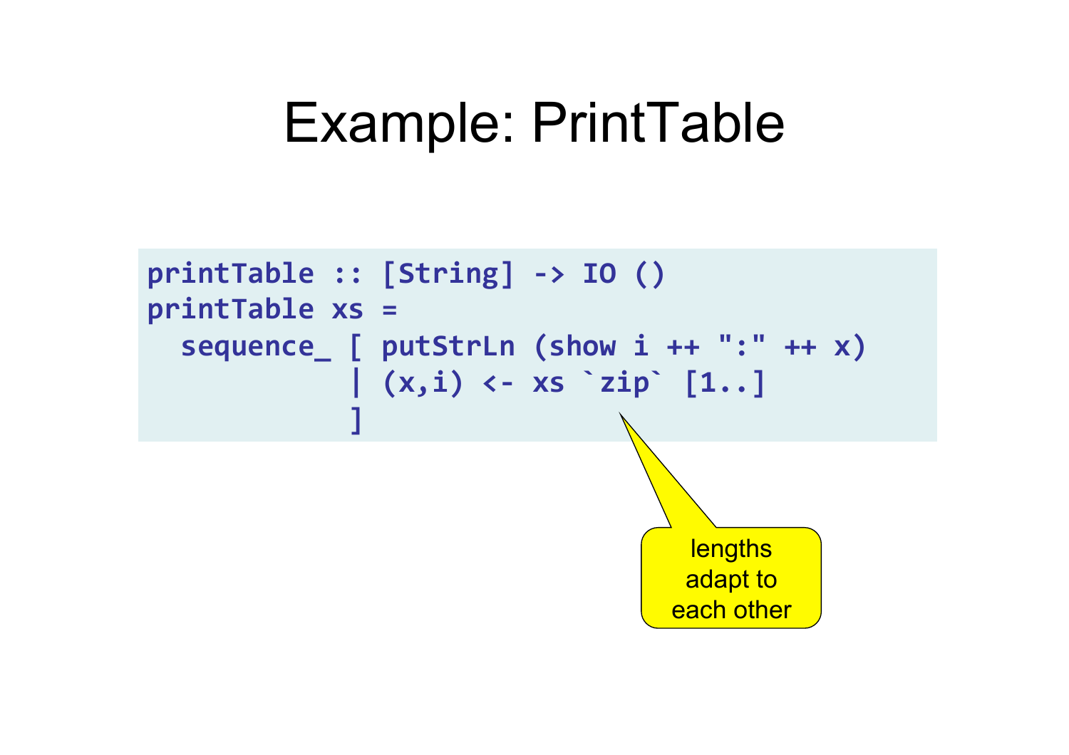# Example: PrintTable

```
printTable :: [String] -> IO ()
printTable xs =
  sequence_ [ putStrLn (show i ++ ":" ++ x)
            | (x,i) <- xs `zip` [1..]
            ]
```

lengths adapt to each other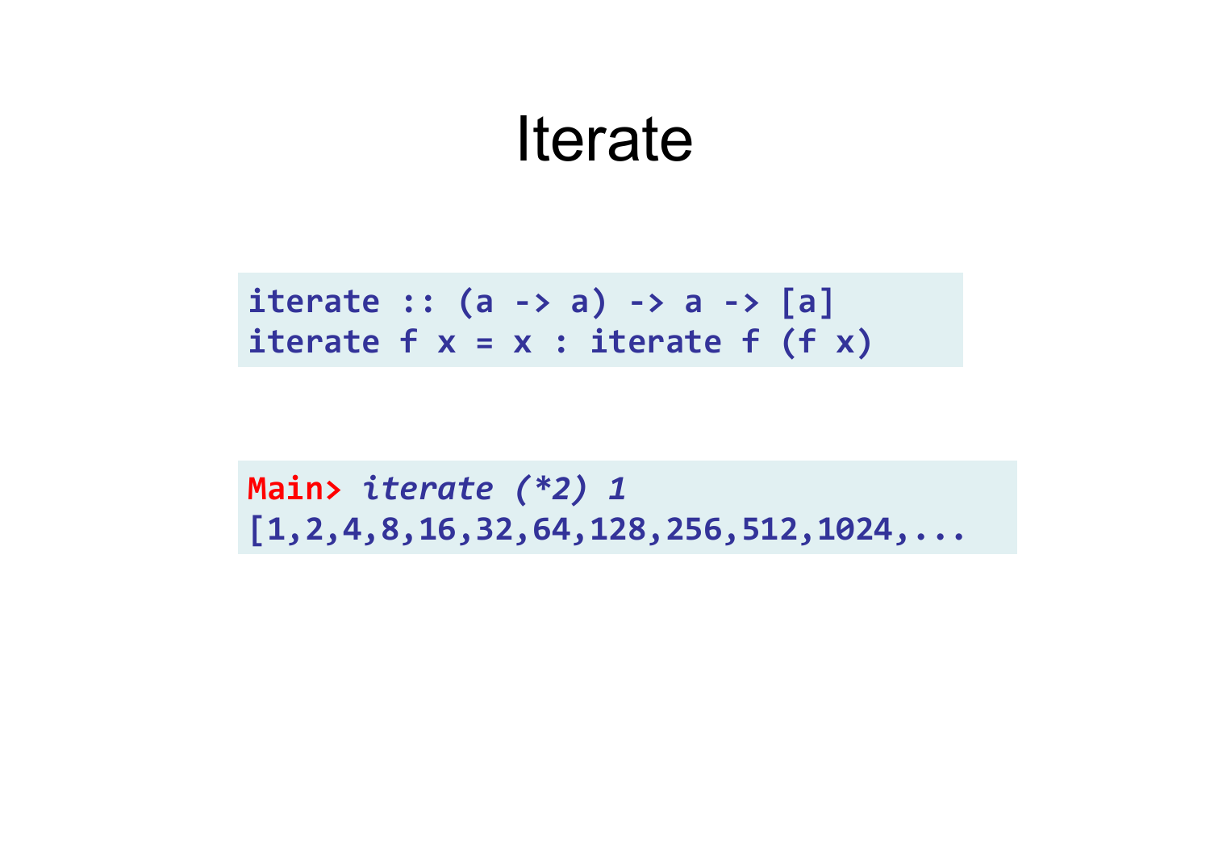# Iterate

```
iterate :: (a -> a) -> a -> [a]
iterate f x = x : iterate f (f x)
```

```
Main> iterate (*2) 1
[1,2,4,8,16,32,64,128,256,512,1024,...
```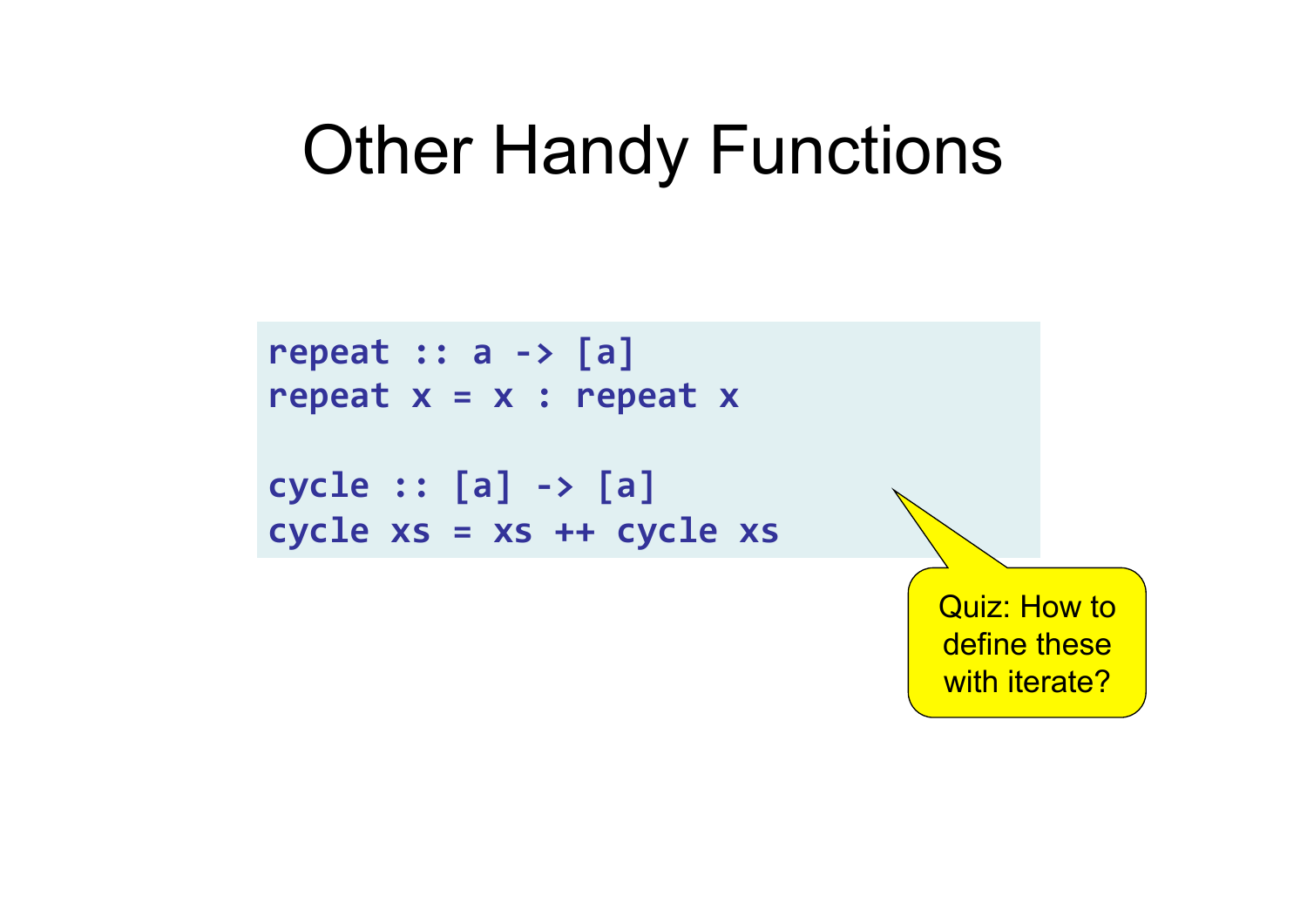# Other Handy Functions

```
repeat :: a -> [a]
repeat x = x : repeat x

cycle :: [a] -> [a]
cycle xs = xs ++ cycle xs
```

Quiz: How to define these with iterate?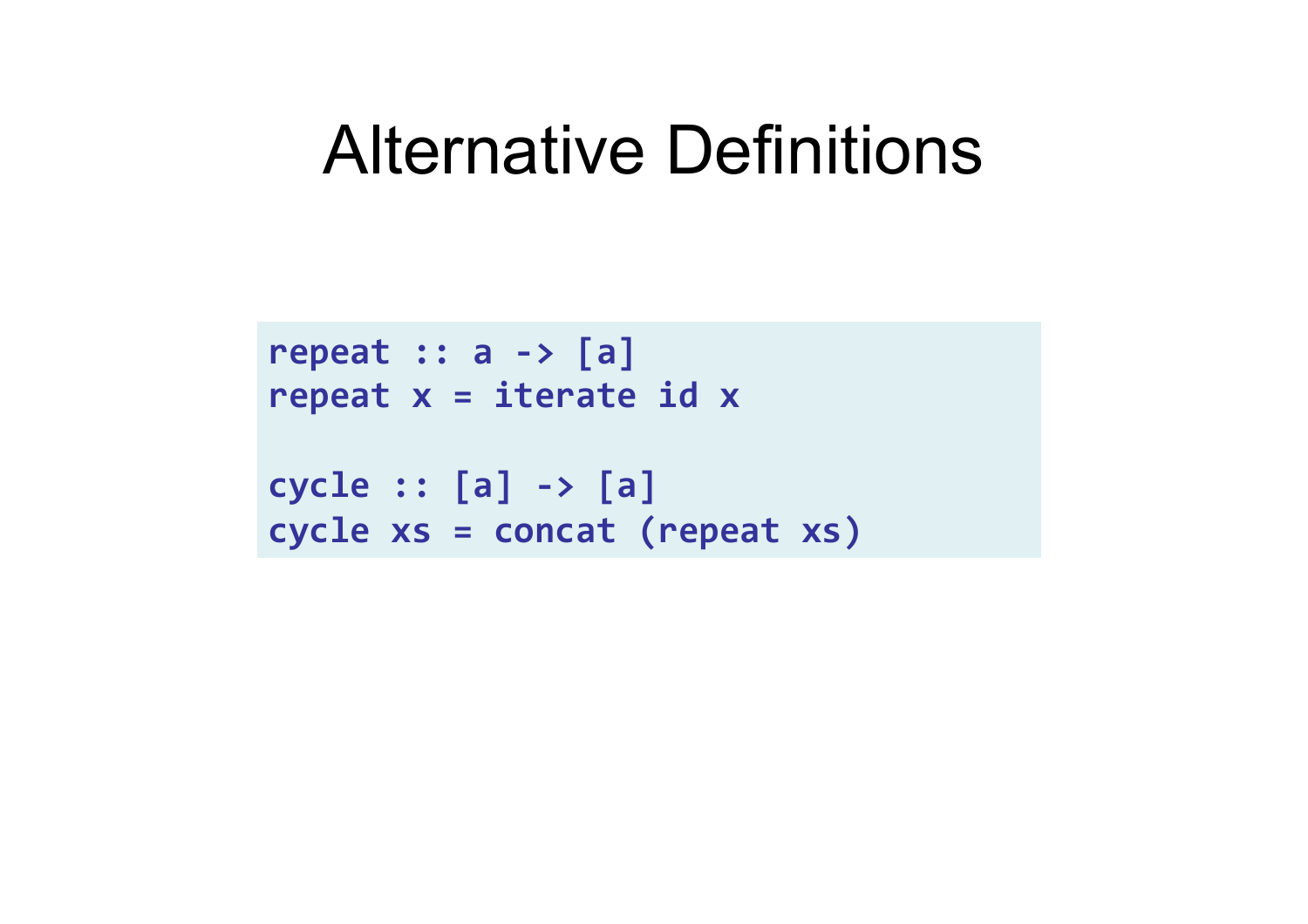# Alternative Definitions

```
repeat :: a -> [a]
repeat x = iterate id x

cycle :: [a] -> [a]
cycle xs = concat (repeat xs)
```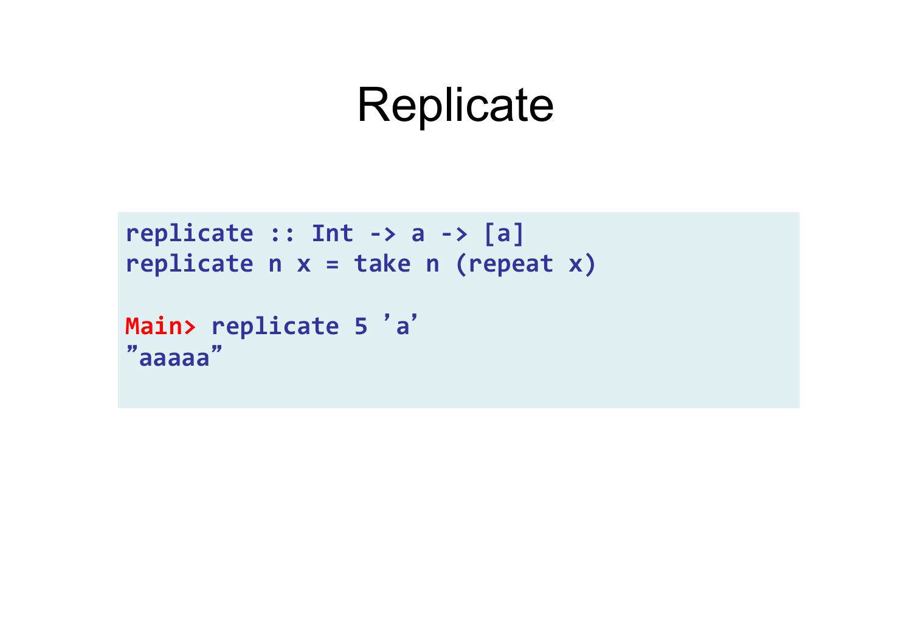# Replicate

```
replicate :: Int -> a -> [a]
replicate n x = take n (repeat x)

Main> replicate 5 'a'
"aaaaa"
```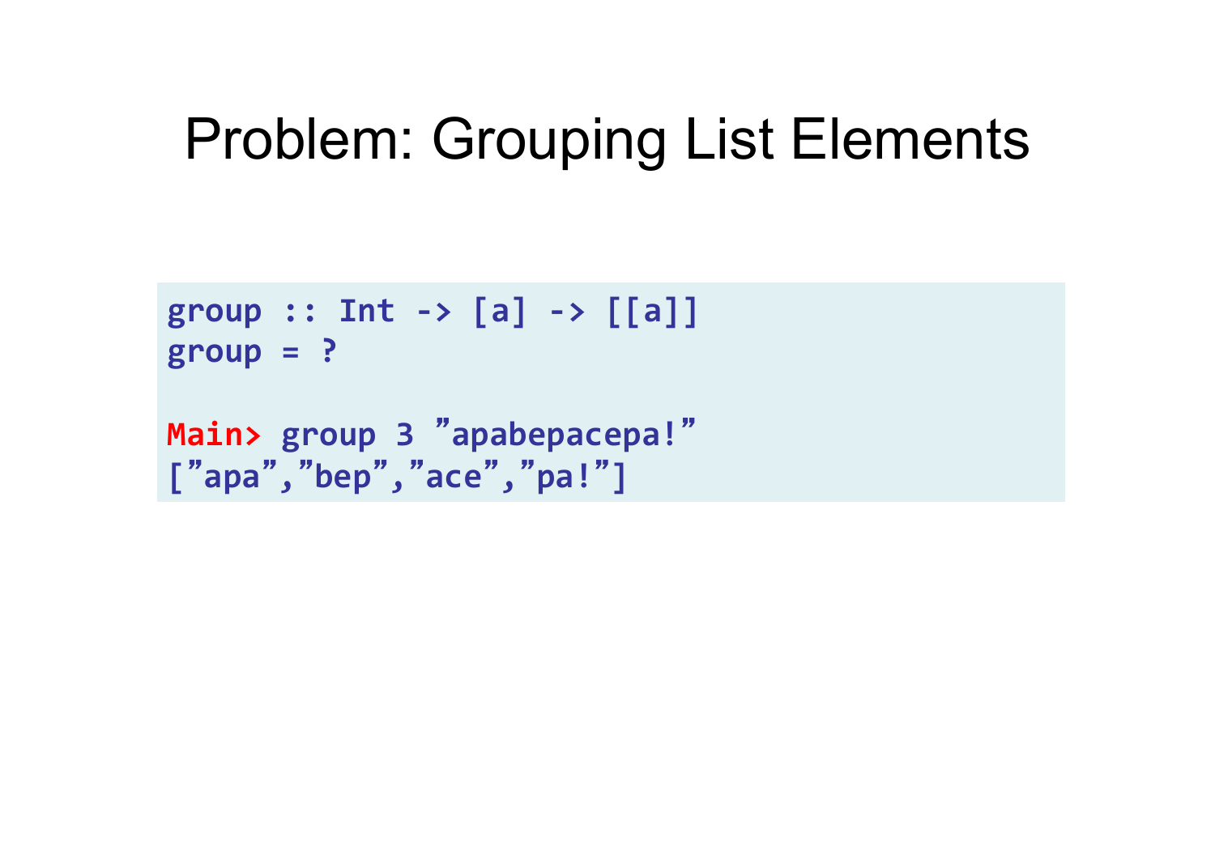# Problem: Grouping List Elements

```
group :: Int -> [a] -> [[a]]
group = ?

Main> group 3 ”apabepacepa!”
[”apa”,”bep”,”ace”,”pa!”]
```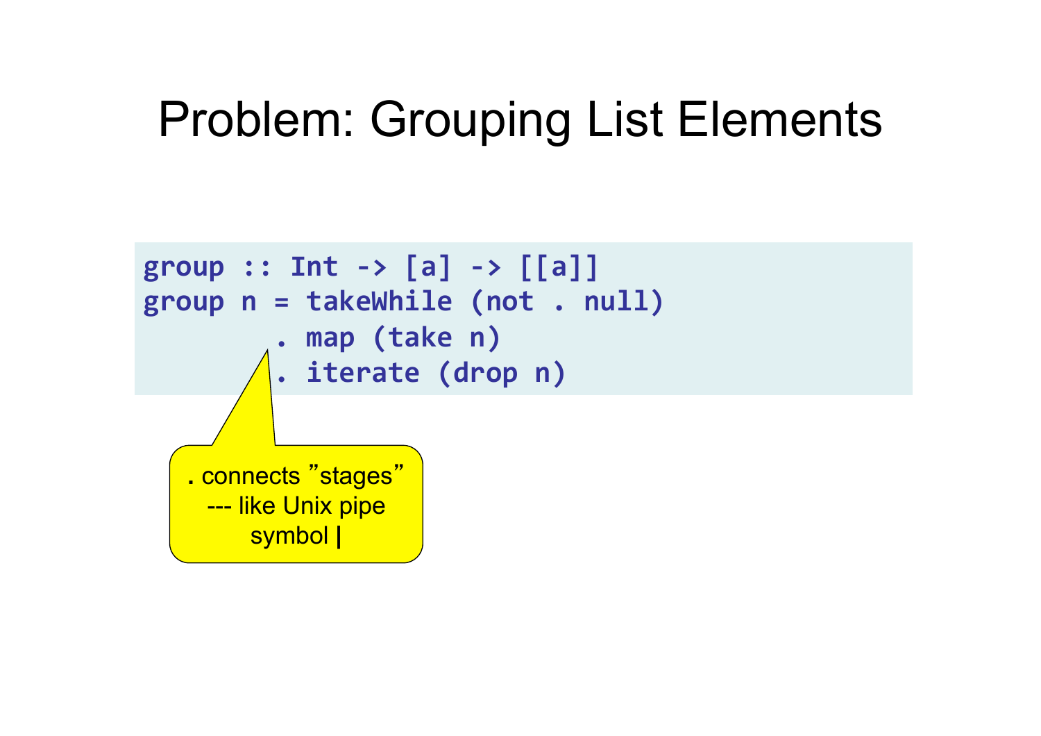# Problem: Grouping List Elements

```
group :: Int -> [a] -> [[a]]
group n = takeWhile (not . null)
        . map (take n)
        . iterate (drop n)
```

**.** connects "stages" --- like Unix pipe symbol **|**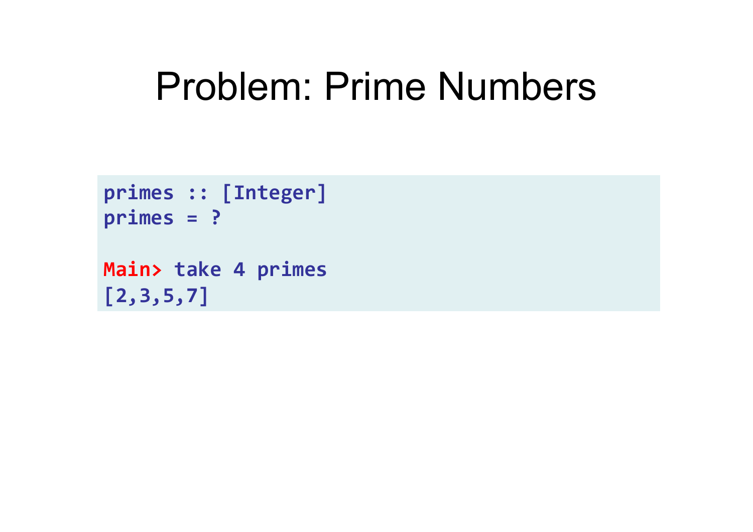# Problem: Prime Numbers

```
primes :: [Integer]
primes = ?

Main> take 4 primes
[2,3,5,7]
```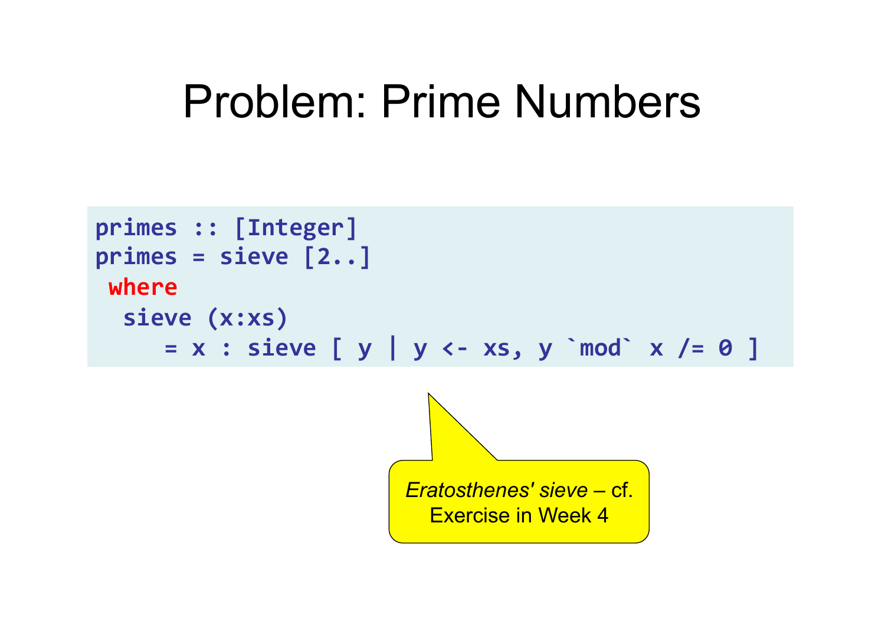# Problem: Prime Numbers

```
primes :: [Integer]
primes = sieve [2..]
 where
  sieve (x:xs)
     = x : sieve [ y | y <- xs, y `mod` x /= 0 ]
```

*Eratosthenes' sieve* – cf. Exercise in Week 4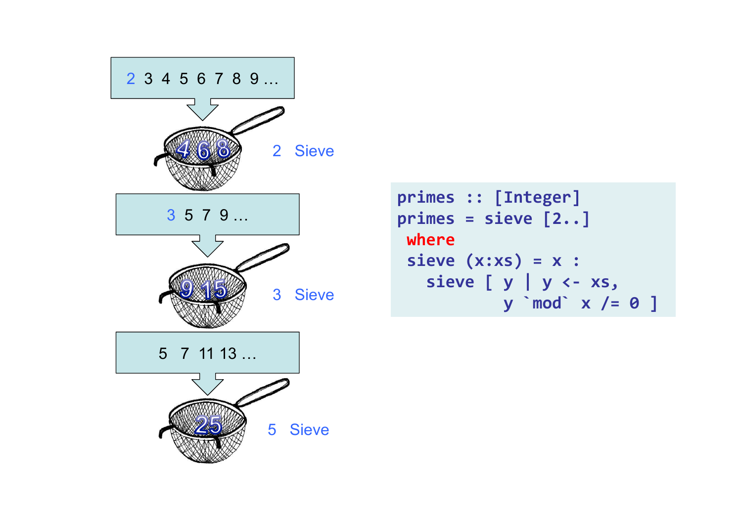2 3 4 5 6 7 8 9 …

2 Sieve (4 6 8)

3 5 7 9 …

3 Sieve (9 15)

5 7 11 13 …

5 Sieve (25)

```haskell
primes :: [Integer]
primes = sieve [2..]
 where
 sieve (x:xs) = x :
   sieve [ y | y <- xs,
           y `mod` x /= 0 ]
```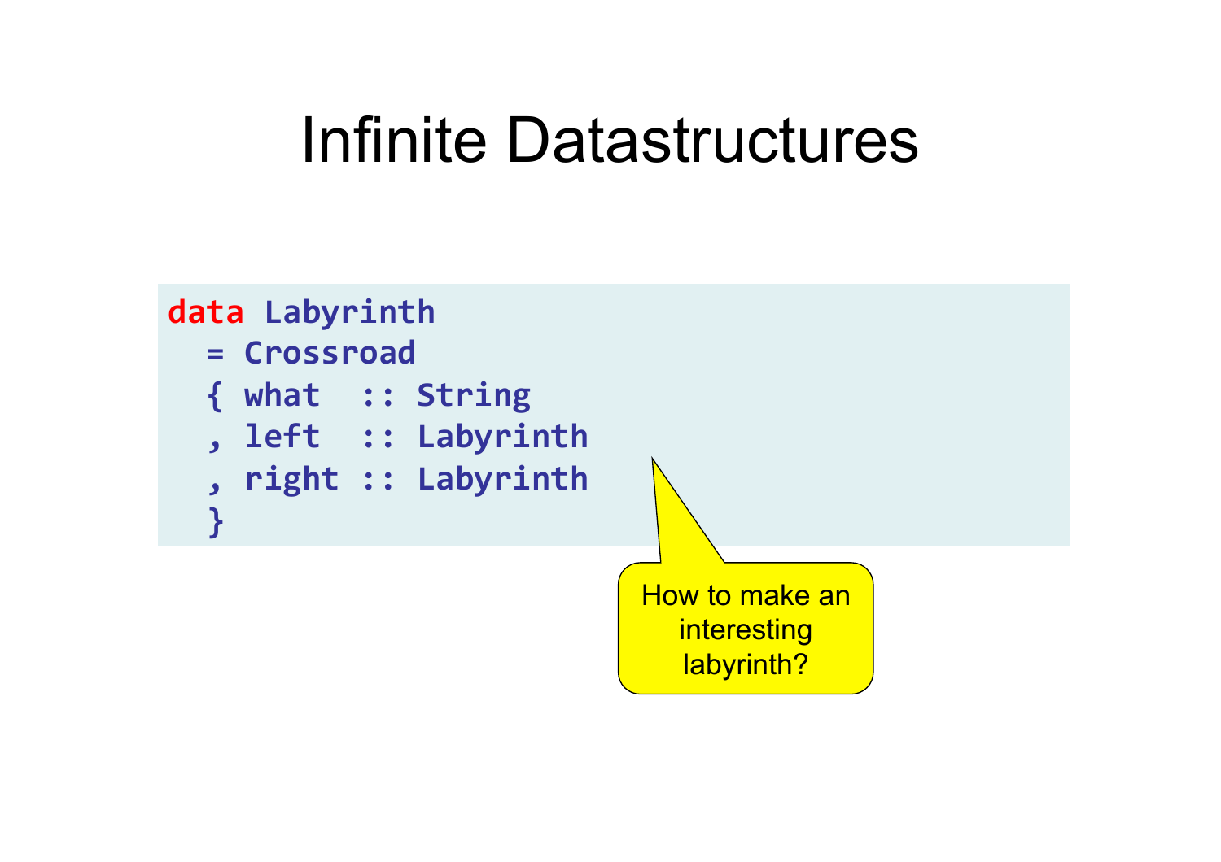# Infinite Datastructures

```
data Labyrinth
  = Crossroad
  { what  :: String
  , left  :: Labyrinth
  , right :: Labyrinth
  }
```

How to make an interesting labyrinth?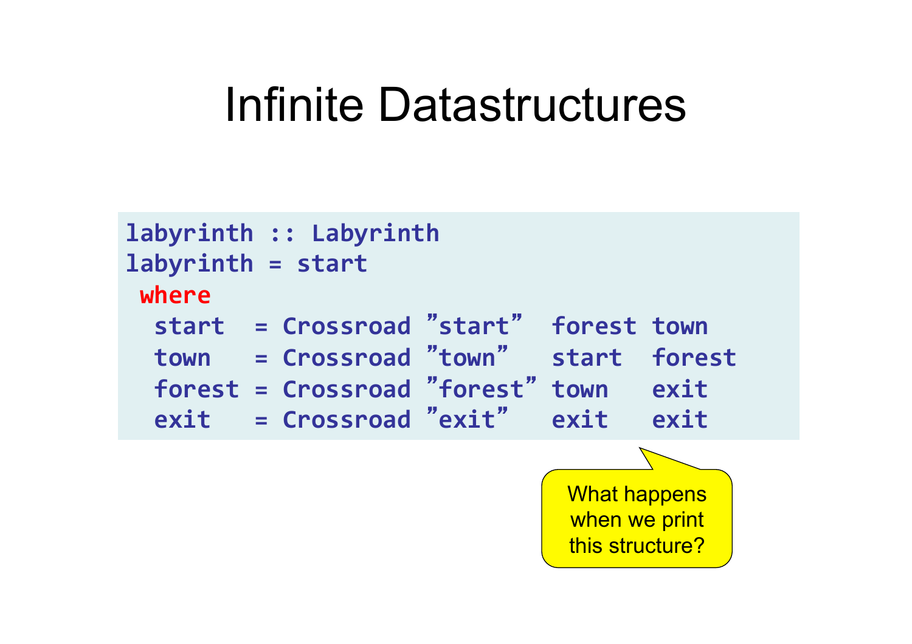# Infinite Datastructures

```
labyrinth :: Labyrinth
labyrinth = start
 where
  start  = Crossroad ”start”  forest town
  town   = Crossroad ”town”   start  forest
  forest = Crossroad ”forest” town   exit
  exit   = Crossroad ”exit”   exit   exit
```

What happens when we print this structure?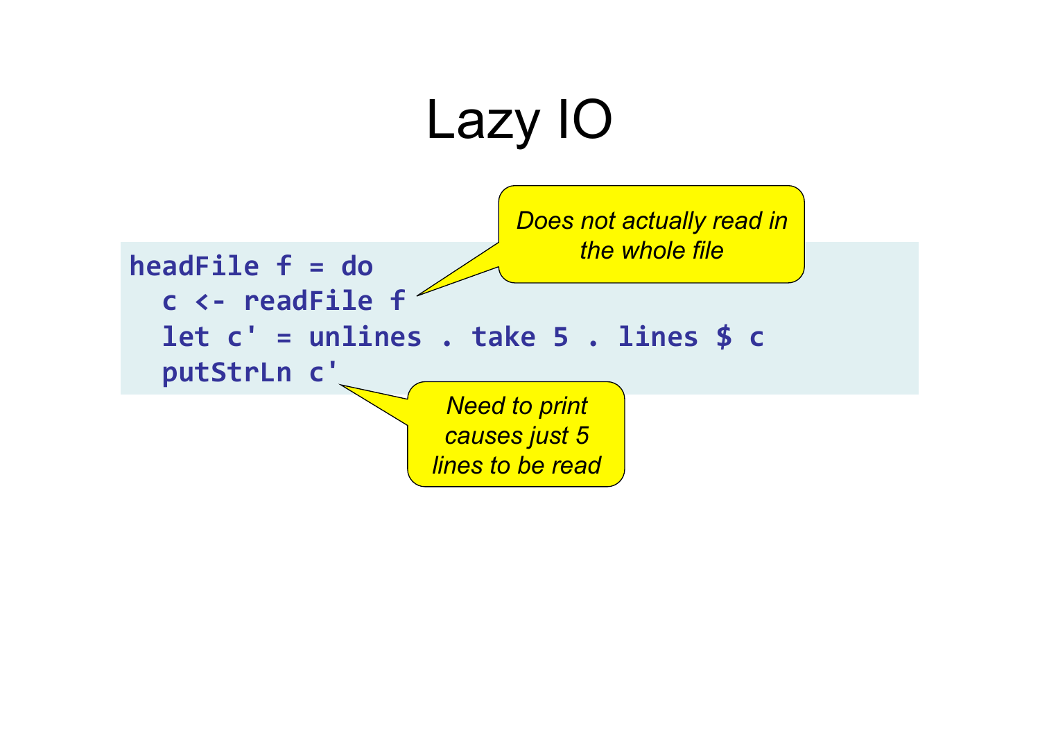# Lazy IO

```
headFile f = do
  c <- readFile f
  let c' = unlines . take 5 . lines $ c
  putStrLn c'
```

*Does not actually read in the whole file*

*Need to print causes just 5 lines to be read*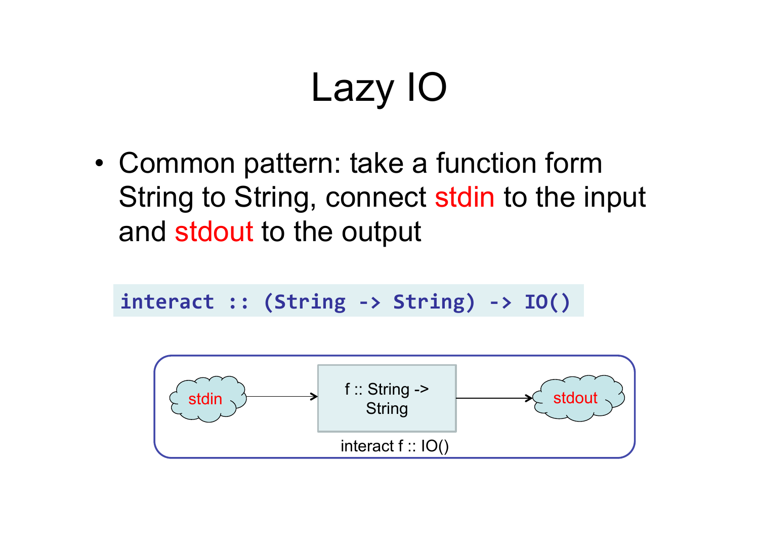# Lazy IO

- Common pattern: take a function form String to String, connect stdin to the input and stdout to the output

```
interact :: (String -> String) -> IO()
```

stdin → f :: String -> String → stdout

interact f :: IO()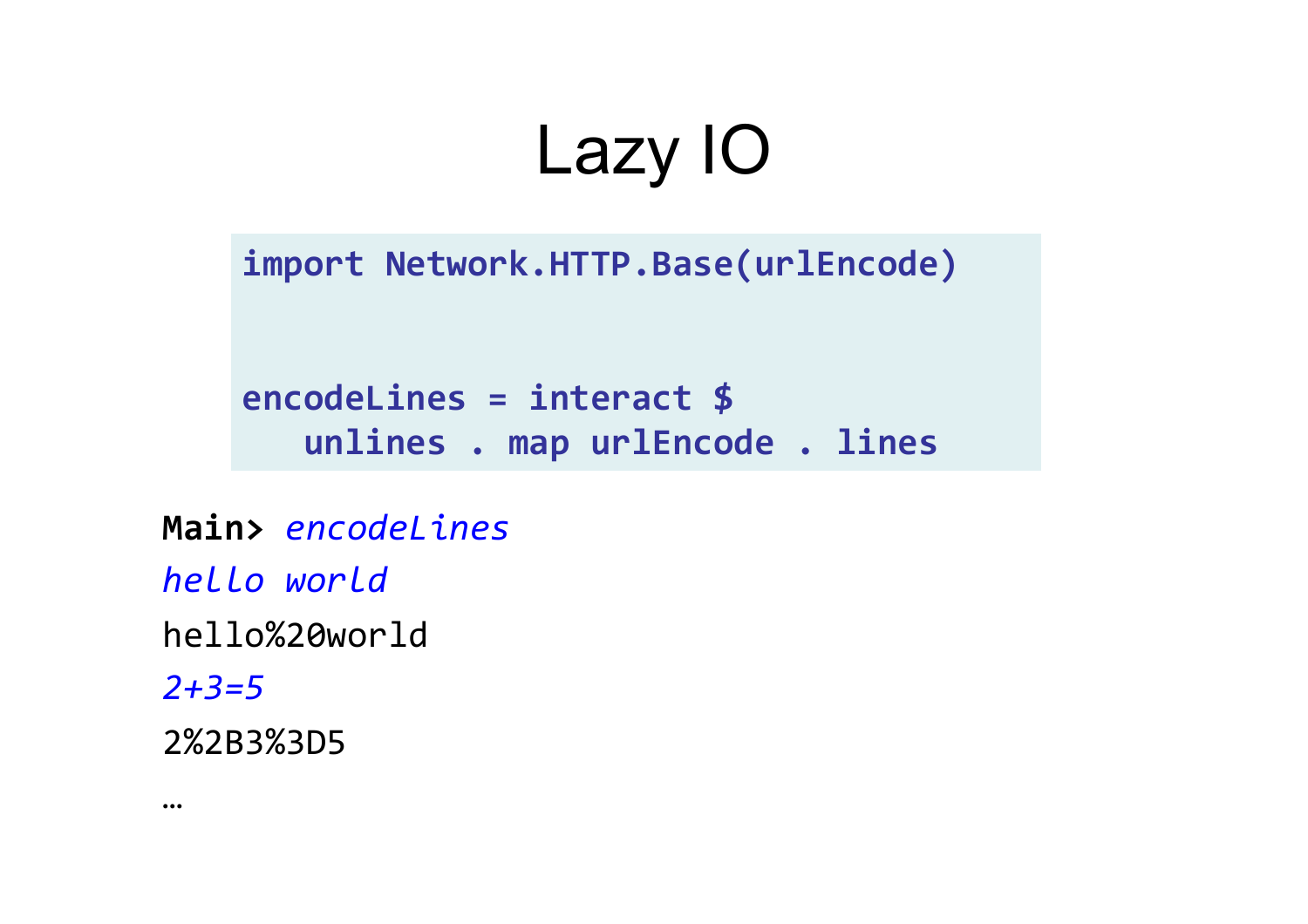# Lazy IO

```
import Network.HTTP.Base(urlEncode)


encodeLines = interact $
   unlines . map urlEncode . lines
```

```
Main> encodeLines
hello world
hello%20world
2+3=5
2%2B3%3D5
…
```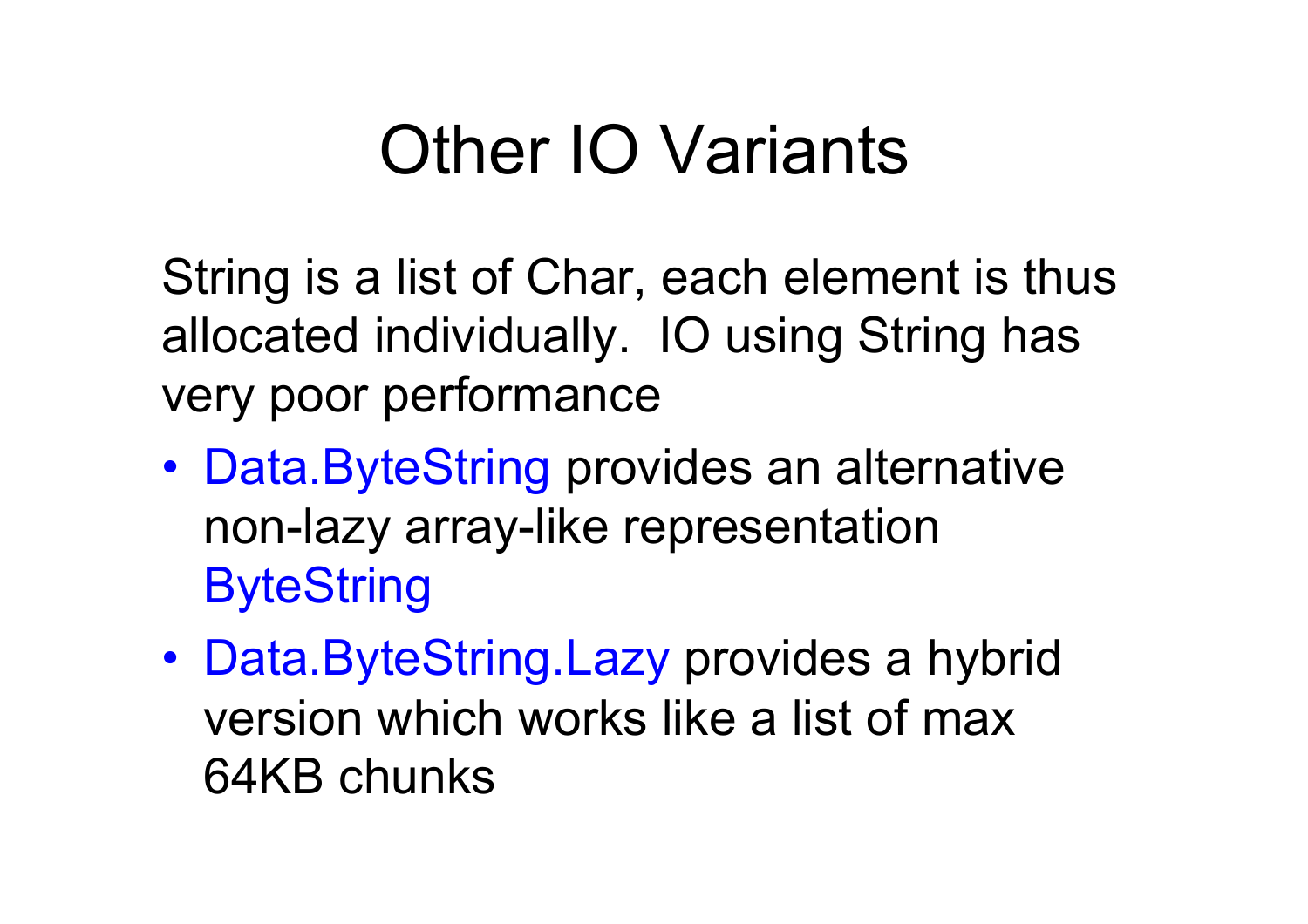# Other IO Variants

String is a list of Char, each element is thus allocated individually. IO using String has very poor performance

- Data.ByteString provides an alternative non-lazy array-like representation ByteString
- Data.ByteString.Lazy provides a hybrid version which works like a list of max 64KB chunks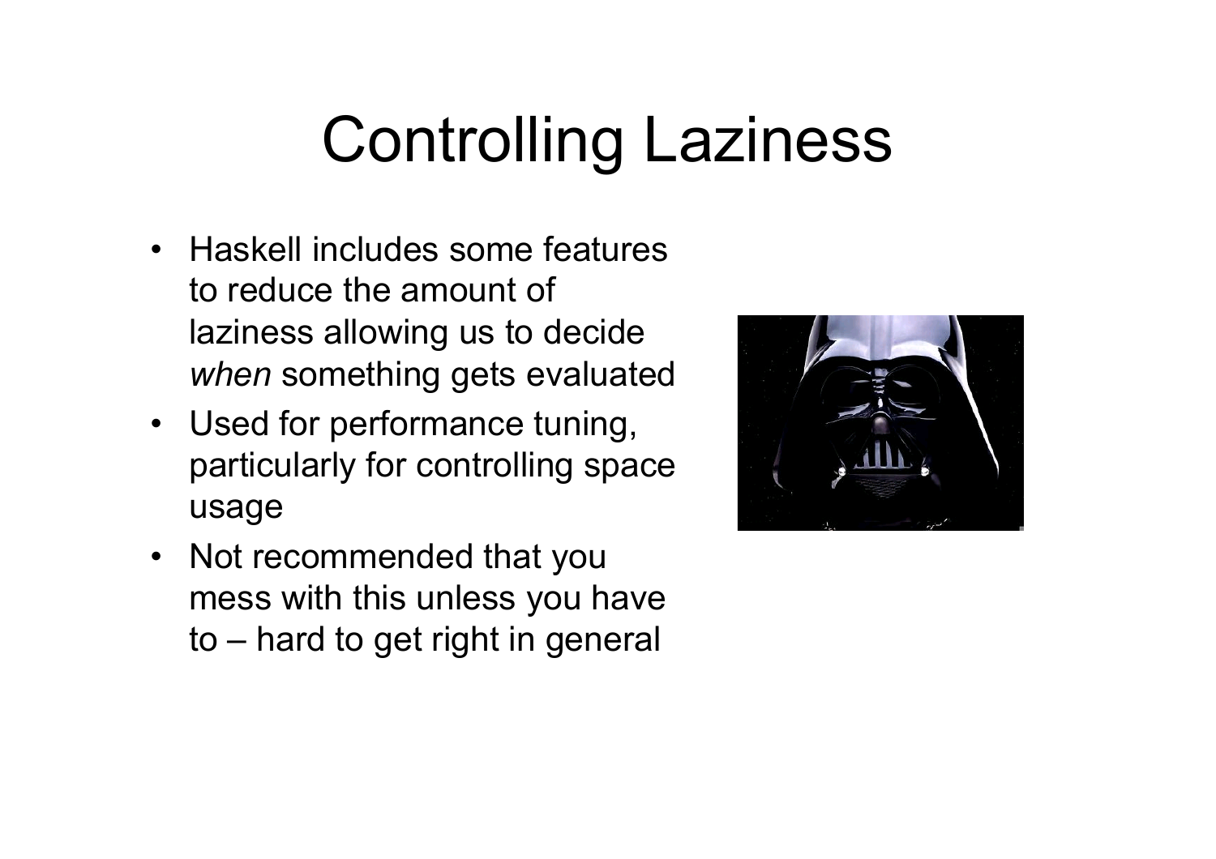# Controlling Laziness

- Haskell includes some features to reduce the amount of laziness allowing us to decide *when* something gets evaluated
- Used for performance tuning, particularly for controlling space usage
- Not recommended that you mess with this unless you have to – hard to get right in general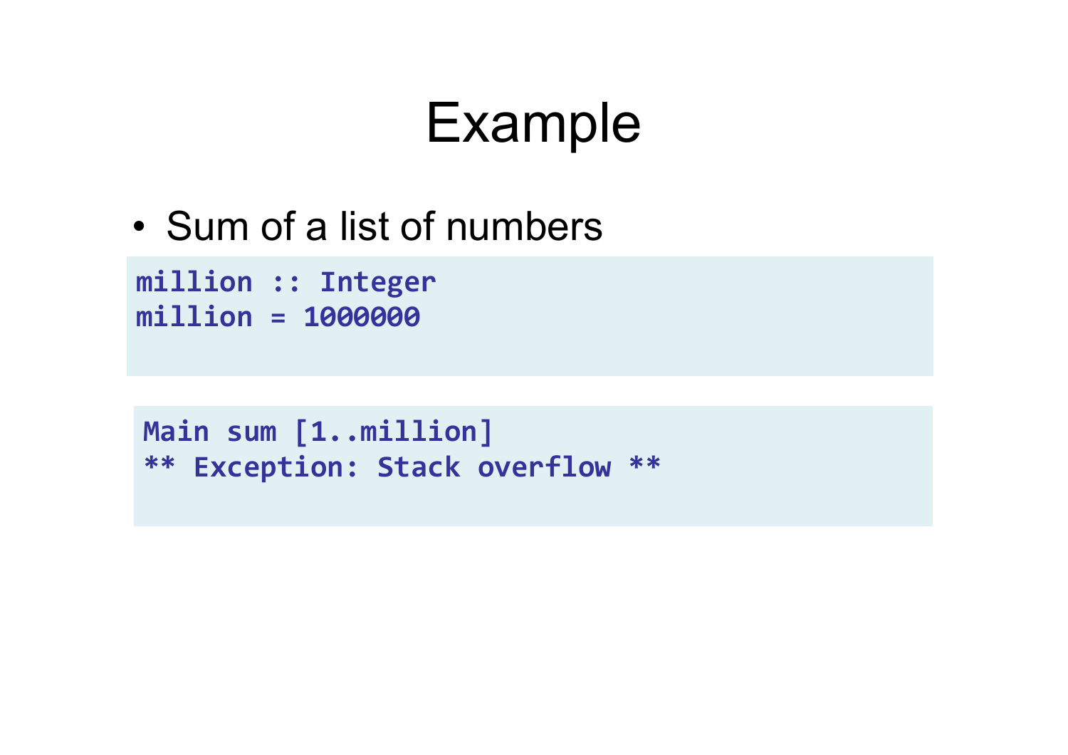# Example

- Sum of a list of numbers

```
million :: Integer
million = 1000000
```

```
Main sum [1..million]
** Exception: Stack overflow **
```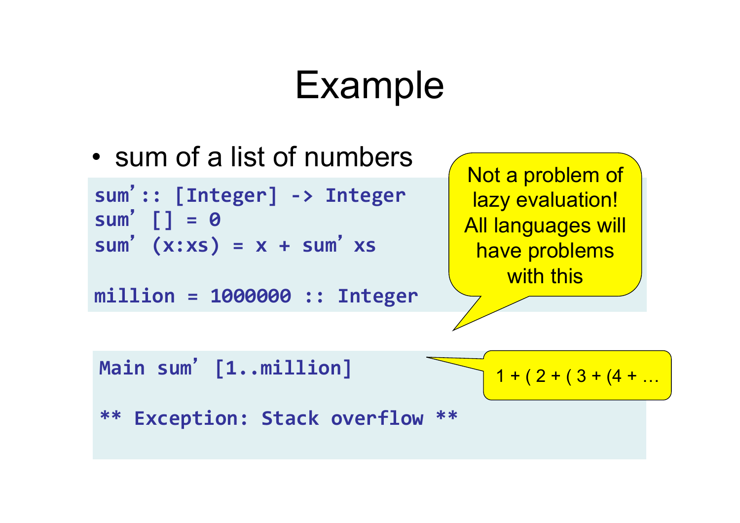# Example

- sum of a list of numbers

```
sum':: [Integer] -> Integer
sum' [] = 0
sum' (x:xs) = x + sum' xs

million = 1000000 :: Integer
```

Not a problem of lazy evaluation! All languages will have problems with this

```
Main sum' [1..million]

** Exception: Stack overflow **
```

1 + ( 2 + ( 3 + (4 + …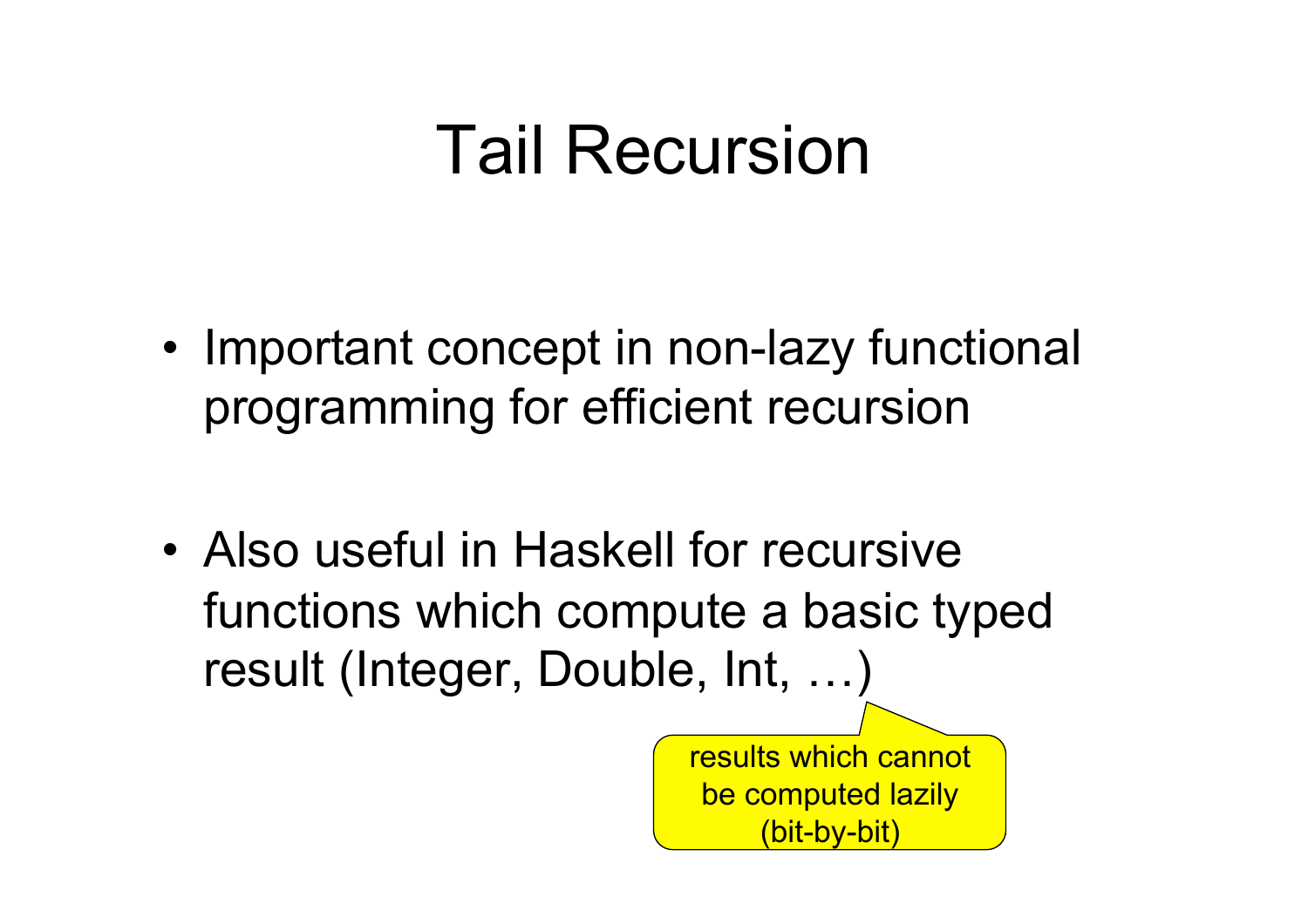# Tail Recursion

- Important concept in non-lazy functional programming for efficient recursion

- Also useful in Haskell for recursive functions which compute a basic typed result (Integer, Double, Int, …)

results which cannot be computed lazily (bit-by-bit)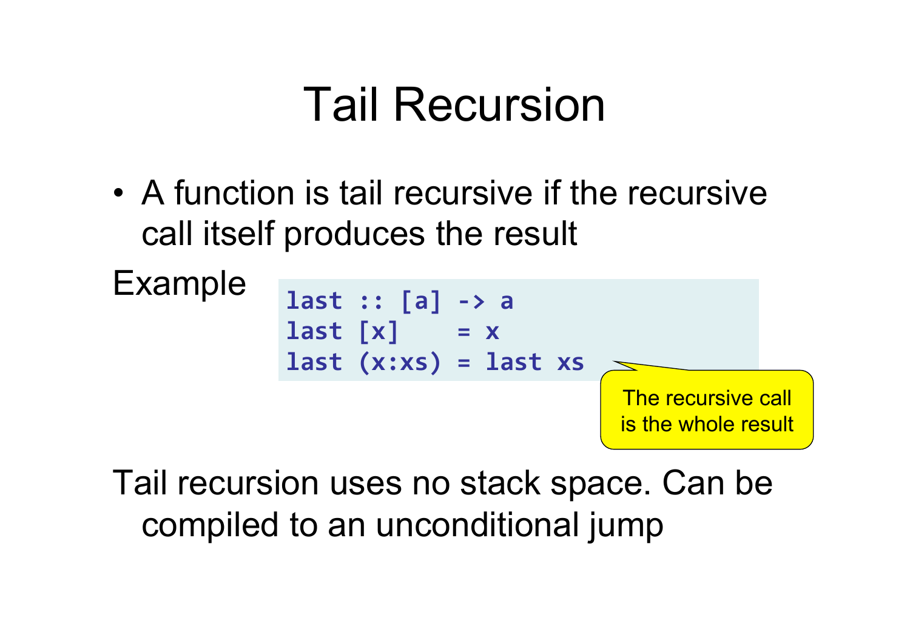# Tail Recursion

- A function is tail recursive if the recursive call itself produces the result

Example

```
last :: [a] -> a
last [x]    = x
last (x:xs) = last xs
```

The recursive call is the whole result

Tail recursion uses no stack space. Can be compiled to an unconditional jump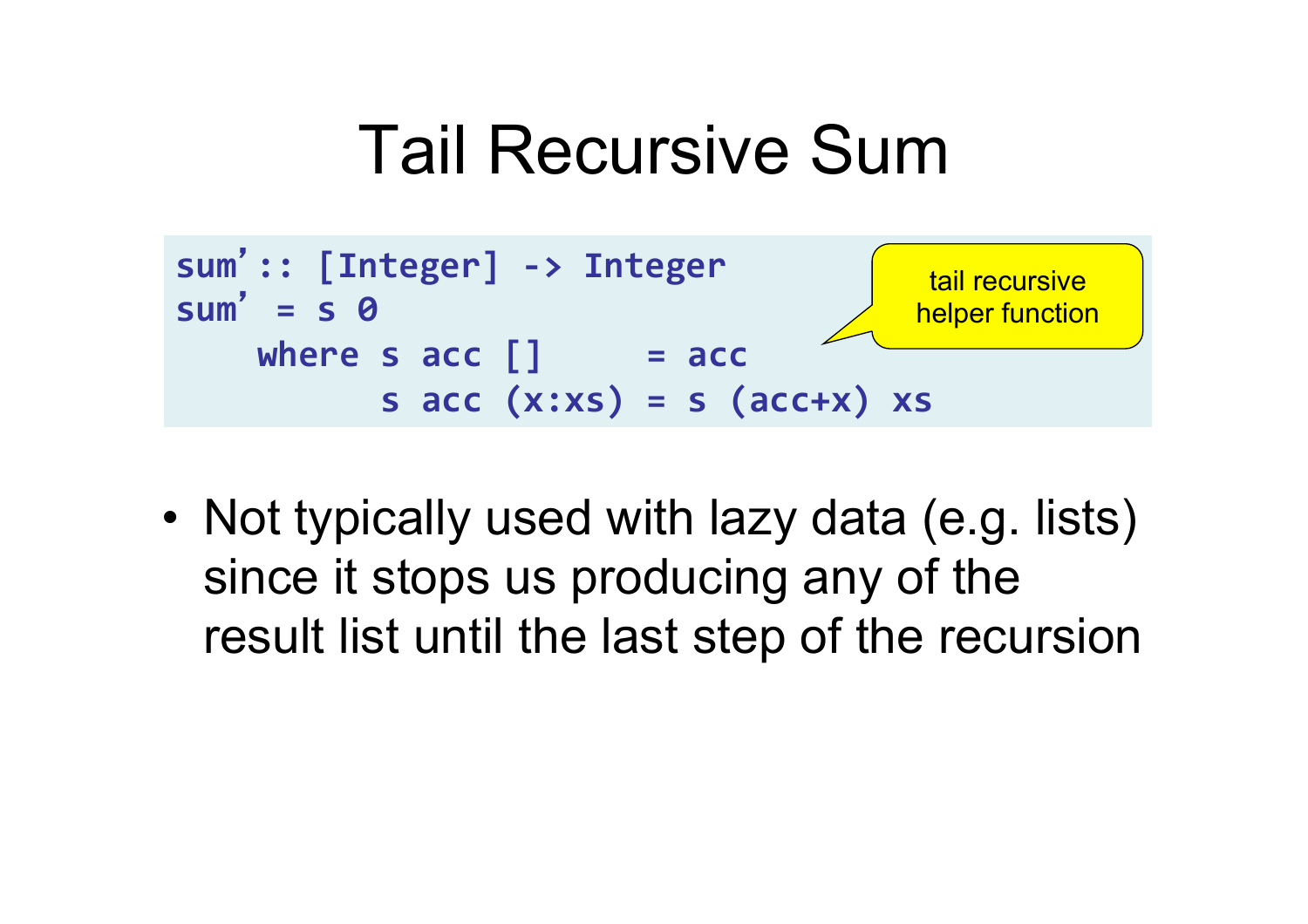# Tail Recursive Sum

```
sum':: [Integer] -> Integer
sum' = s 0
    where s acc []     = acc
          s acc (x:xs) = s (acc+x) xs
```

tail recursive helper function

- Not typically used with lazy data (e.g. lists) since it stops us producing any of the result list until the last step of the recursion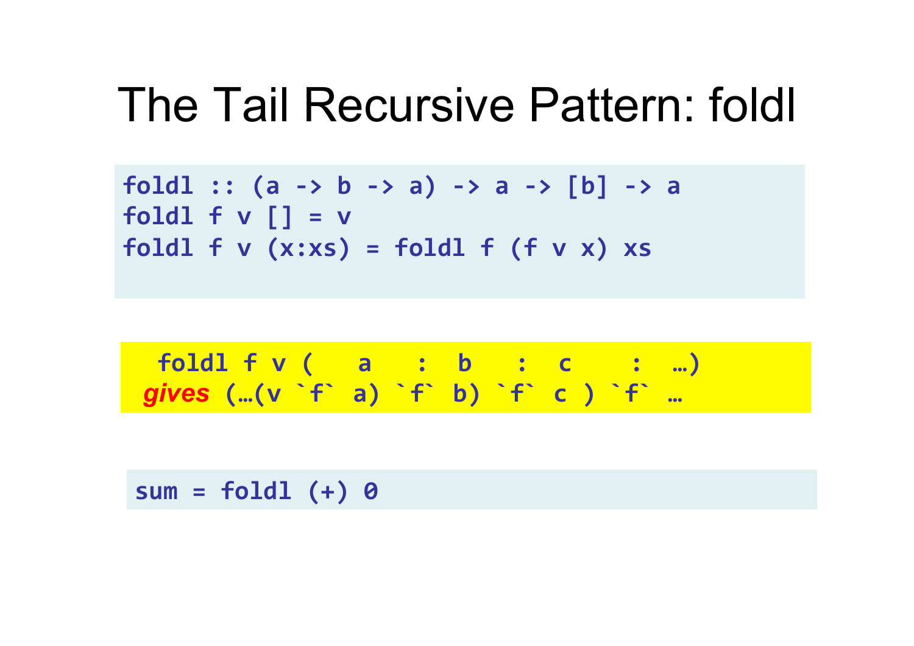# The Tail Recursive Pattern: foldl

```
foldl :: (a -> b -> a) -> a -> [b] -> a
foldl f v [] = v
foldl f v (x:xs) = foldl f (f v x) xs
```

```
  foldl f v (   a   :  b   :  c    :  …)
 gives (…(v `f` a) `f` b) `f` c ) `f` …
```

```
sum = foldl (+) 0
```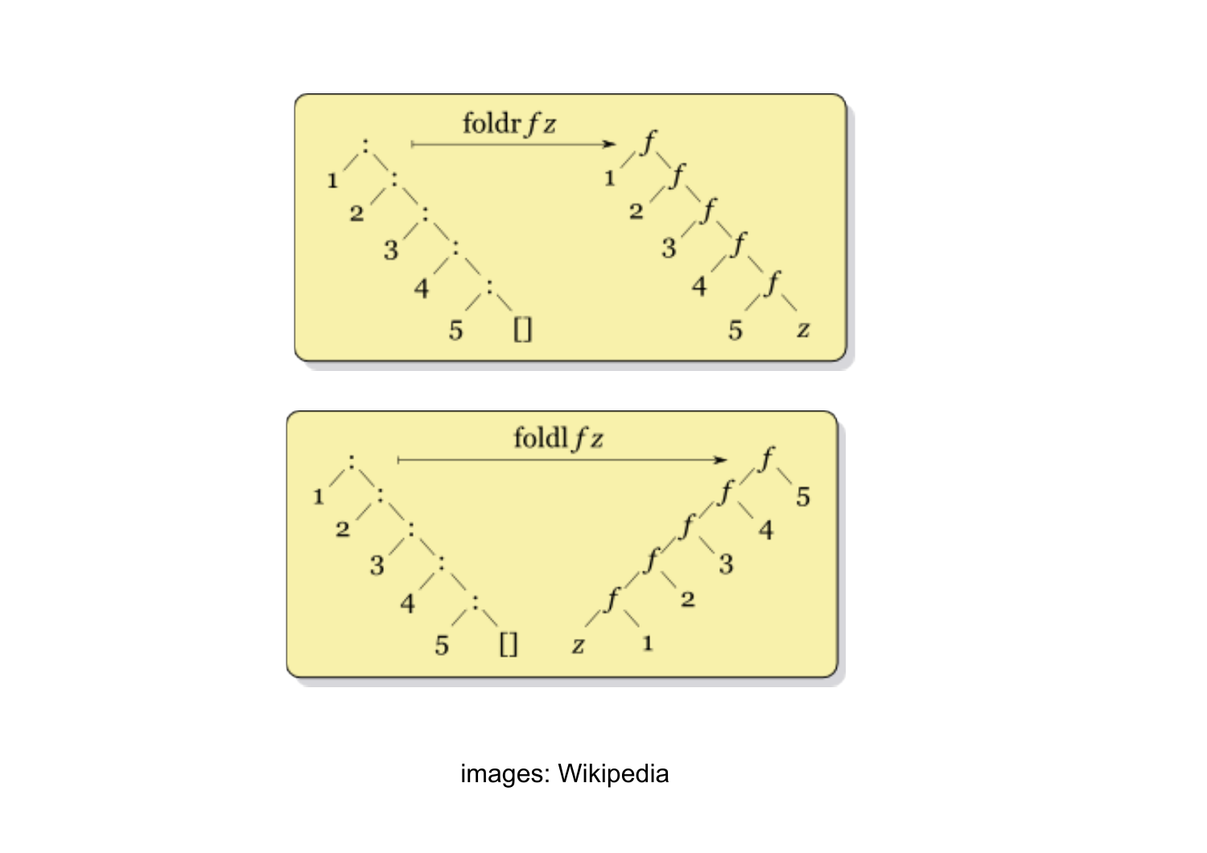images: Wikipedia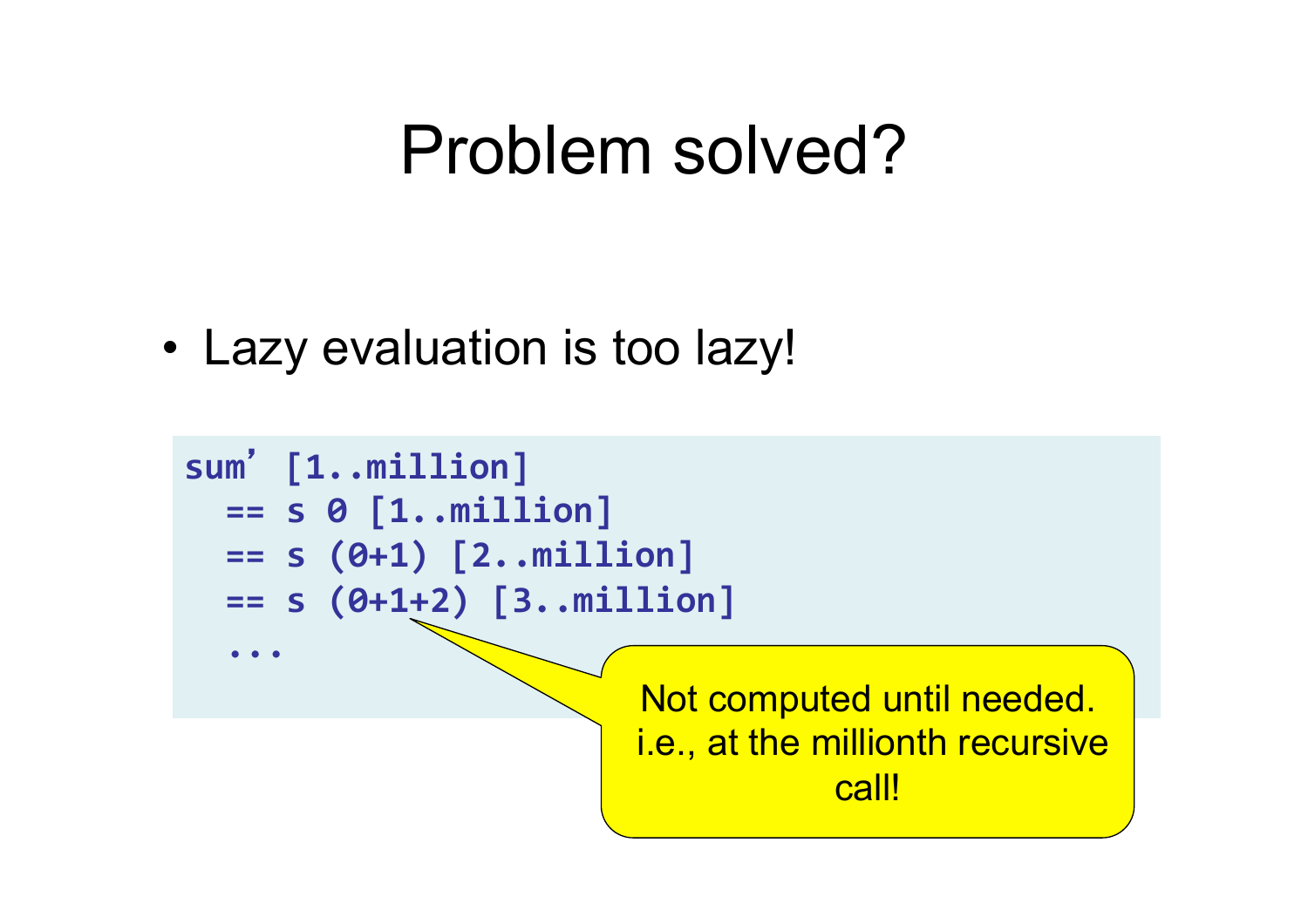# Problem solved?

- Lazy evaluation is too lazy!

```
sum’ [1..million]
  == s 0 [1..million]
  == s (0+1) [2..million]
  == s (0+1+2) [3..million]
  ...
```

Not computed until needed. i.e., at the millionth recursive call!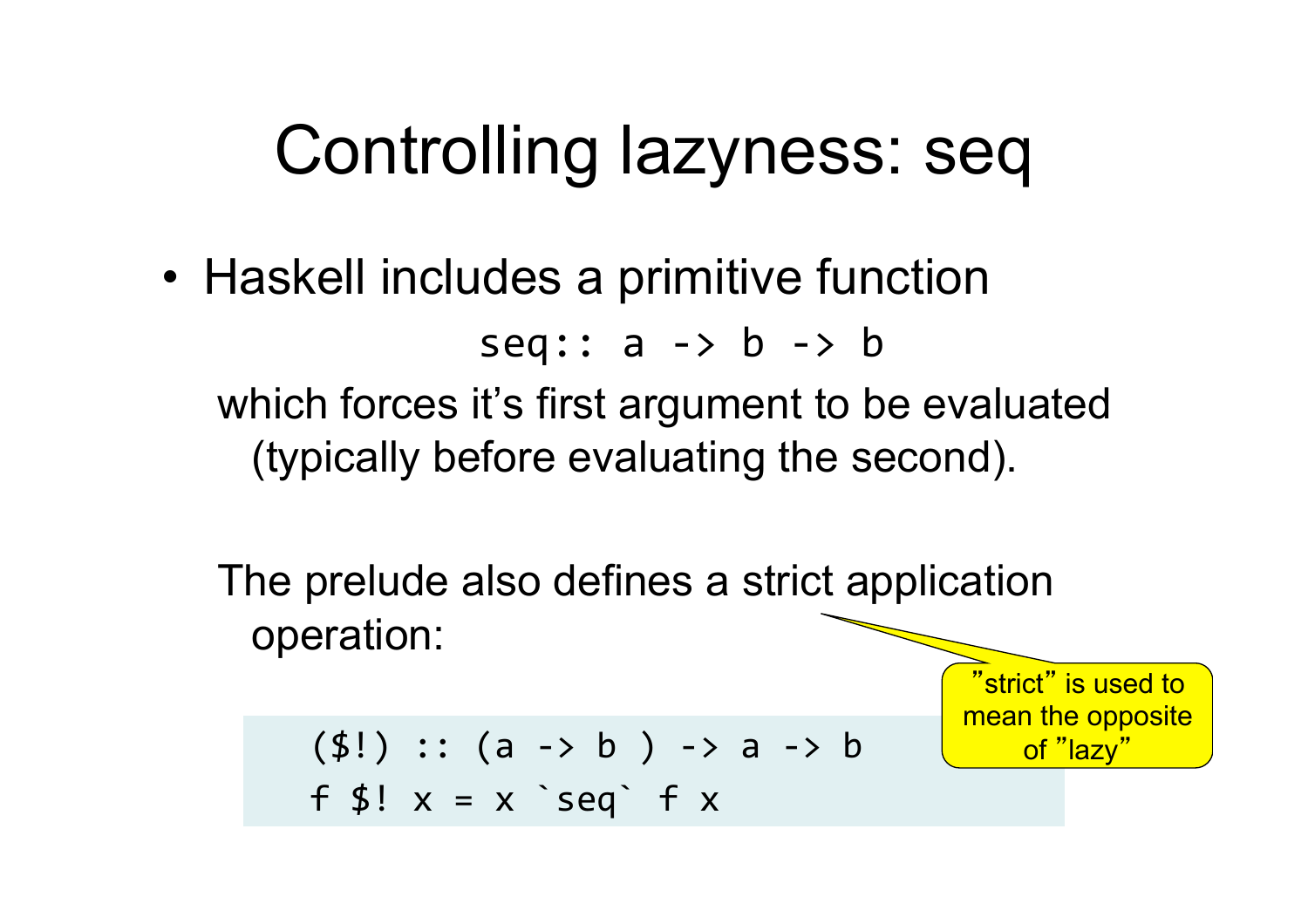# Controlling lazyness: seq

- Haskell includes a primitive function

  ```
  seq:: a -> b -> b
  ```

  which forces it's first argument to be evaluated (typically before evaluating the second).

  The prelude also defines a strict application operation:

  ```
  ($!) :: (a -> b ) -> a -> b
  f $! x = x `seq` f x
  ```

"strict" is used to mean the opposite of "lazy"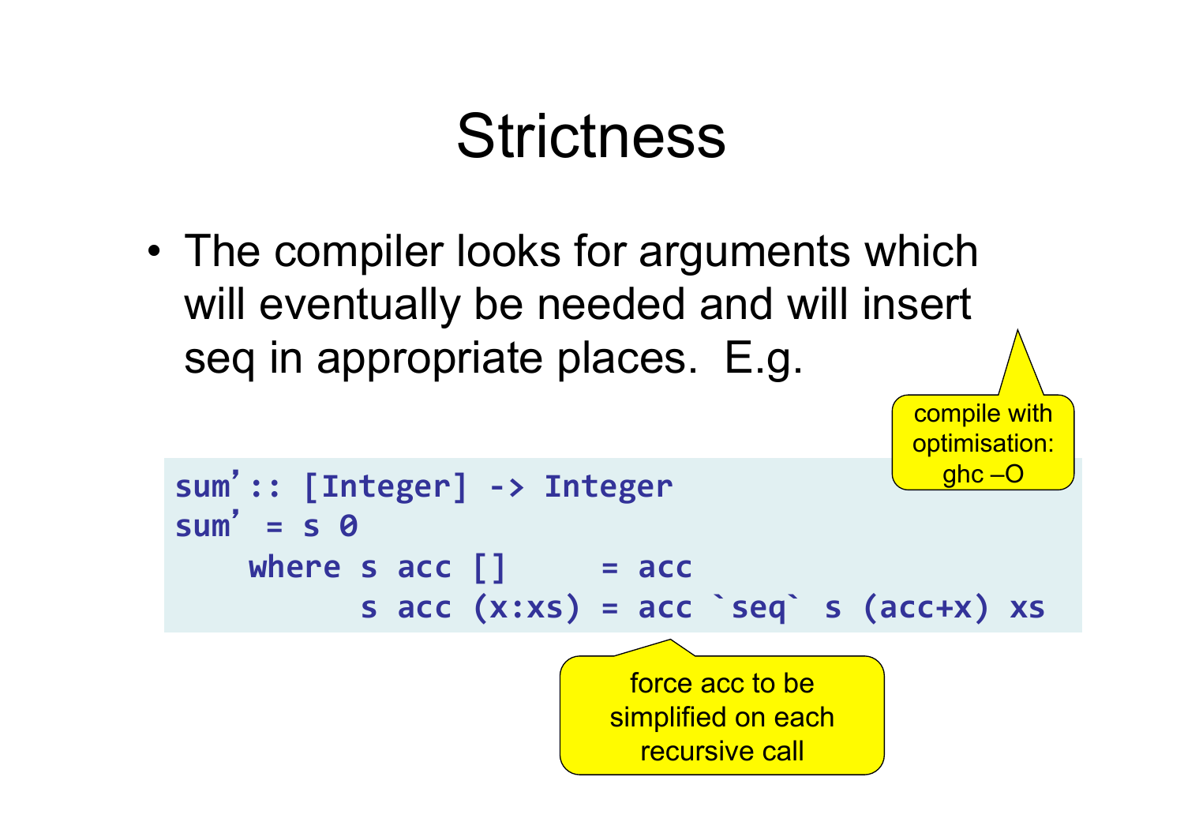# Strictness

- The compiler looks for arguments which will eventually be needed and will insert seq in appropriate places. E.g.

compile with optimisation: ghc –O

```
sum':: [Integer] -> Integer
sum' = s 0
    where s acc []     = acc
          s acc (x:xs) = acc `seq` s (acc+x) xs
```

force acc to be simplified on each recursive call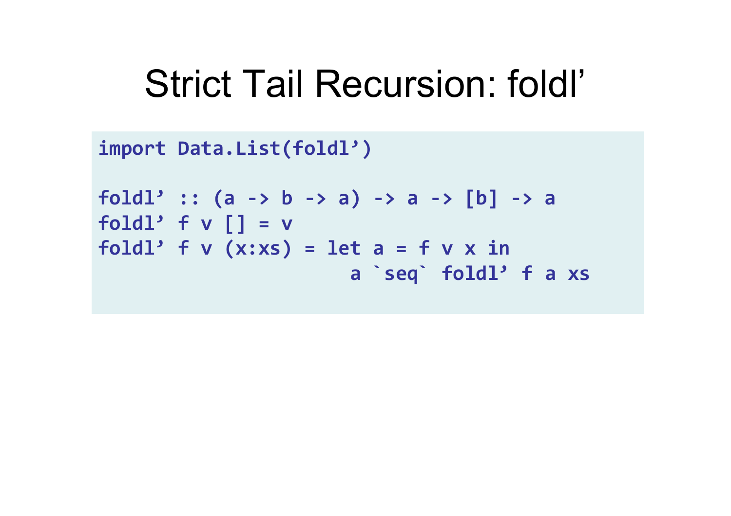# Strict Tail Recursion: foldl’

```
import Data.List(foldl’)

foldl’ :: (a -> b -> a) -> a -> [b] -> a
foldl’ f v [] = v
foldl’ f v (x:xs) = let a = f v x in
                      a `seq` foldl’ f a xs
```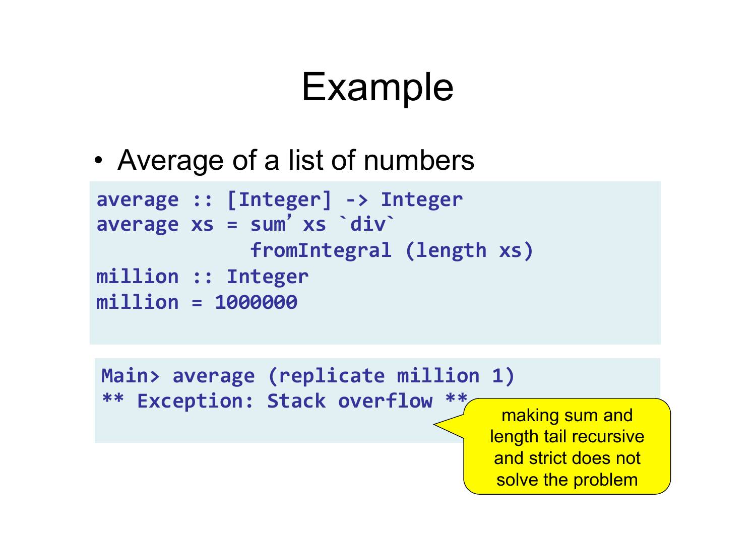# Example

- Average of a list of numbers

```
average :: [Integer] -> Integer
average xs = sum' xs `div`
             fromIntegral (length xs)
million :: Integer
million = 1000000
```

```
Main> average (replicate million 1)
** Exception: Stack overflow **
```

making sum and length tail recursive and strict does not solve the problem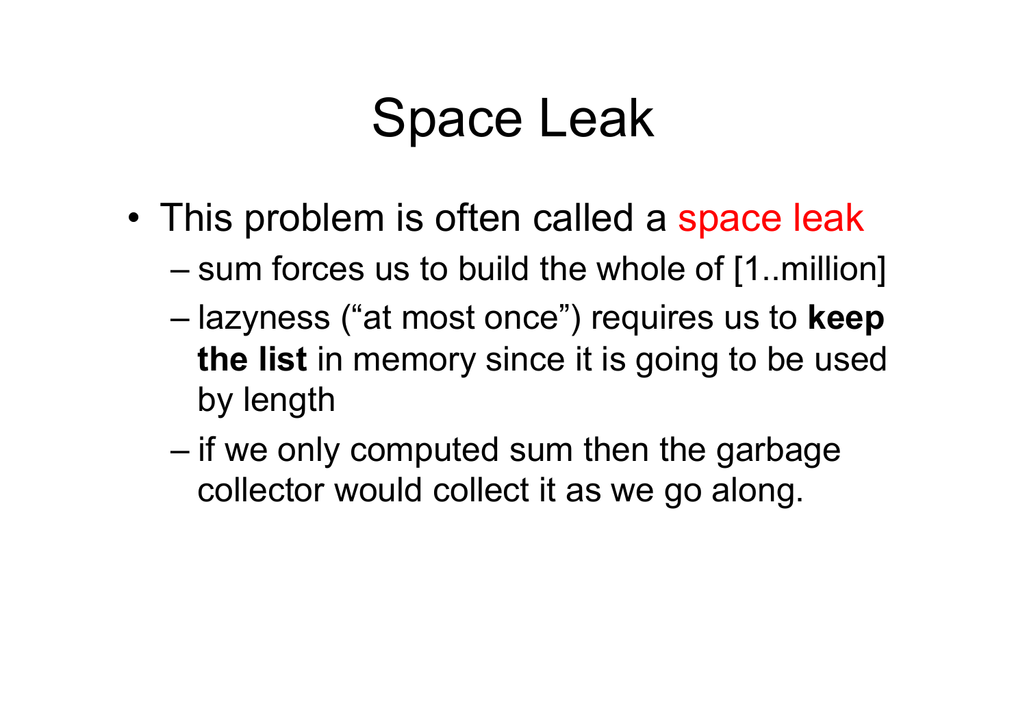# Space Leak

- This problem is often called a space leak
  - sum forces us to build the whole of [1..million]
  - lazyness ("at most once") requires us to **keep the list** in memory since it is going to be used by length
  - if we only computed sum then the garbage collector would collect it as we go along.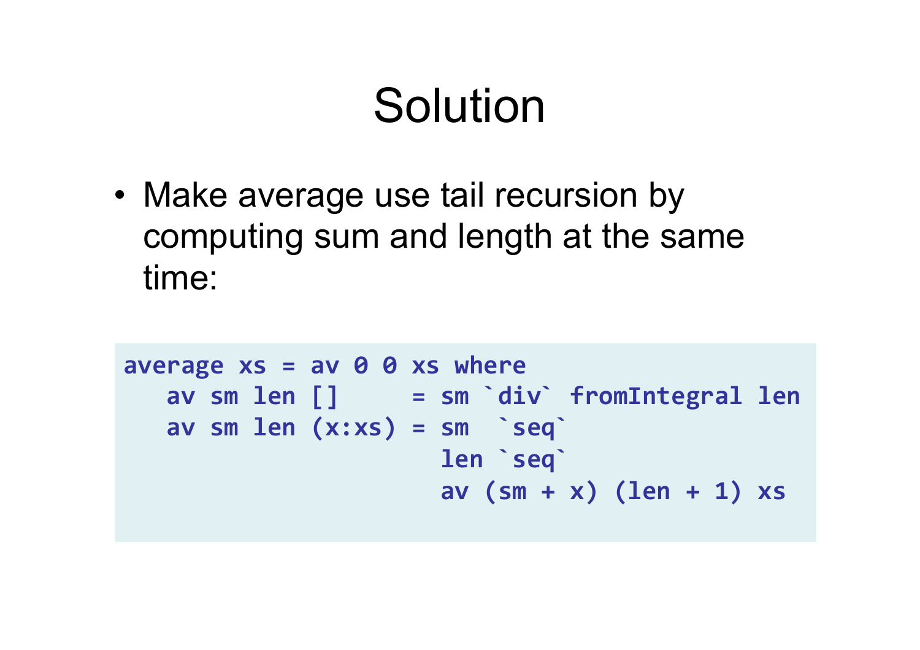# Solution

- Make average use tail recursion by computing sum and length at the same time:

```
average xs = av 0 0 xs where
   av sm len []     = sm `div` fromIntegral len
   av sm len (x:xs) = sm  `seq`
                      len `seq`
                      av (sm + x) (len + 1) xs
```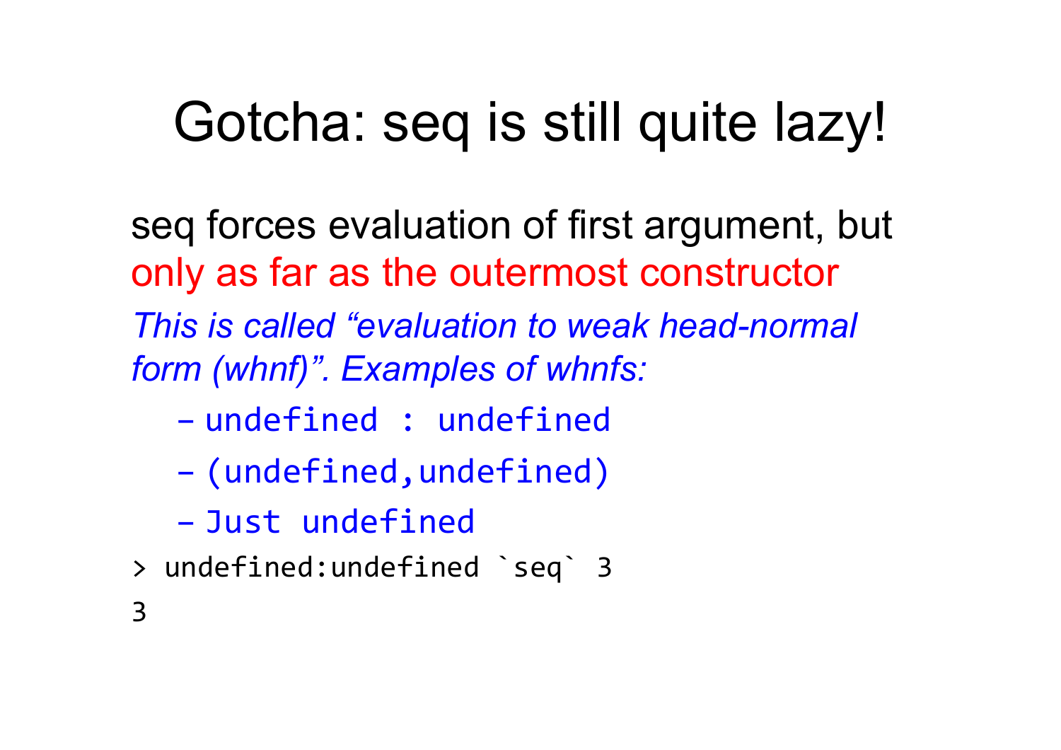# Gotcha: seq is still quite lazy!

seq forces evaluation of first argument, but only as far as the outermost constructor

*This is called "evaluation to weak head-normal form (whnf)". Examples of whnfs:*

- `undefined : undefined`
- `(undefined,undefined)`
- `Just undefined`

```
> undefined:undefined `seq` 3
3
```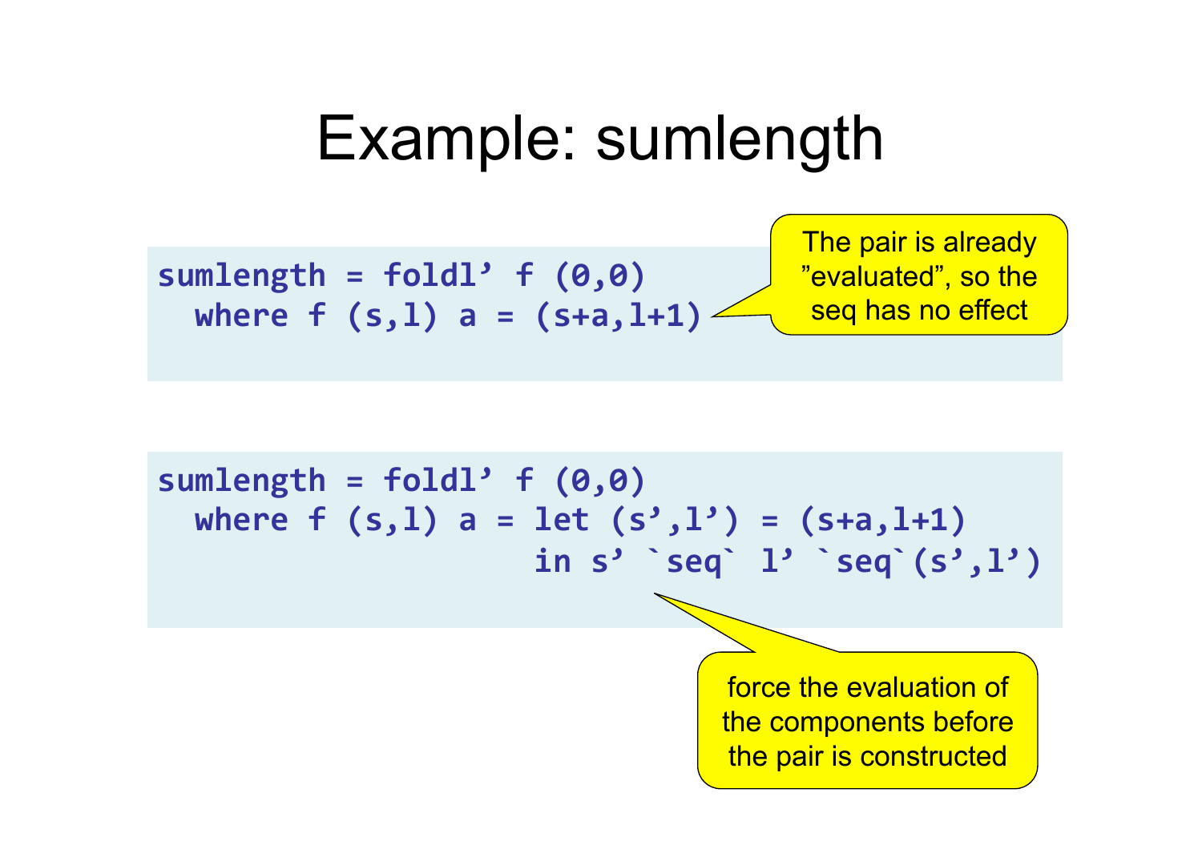# Example: sumlength

```
sumlength = foldl’ f (0,0)
  where f (s,l) a = (s+a,l+1)
```

The pair is already ”evaluated”, so the seq has no effect

```
sumlength = foldl’ f (0,0)
  where f (s,l) a = let (s’,l’) = (s+a,l+1)
                    in s’ `seq` l’ `seq`(s’,l’)
```

force the evaluation of the components before the pair is constructed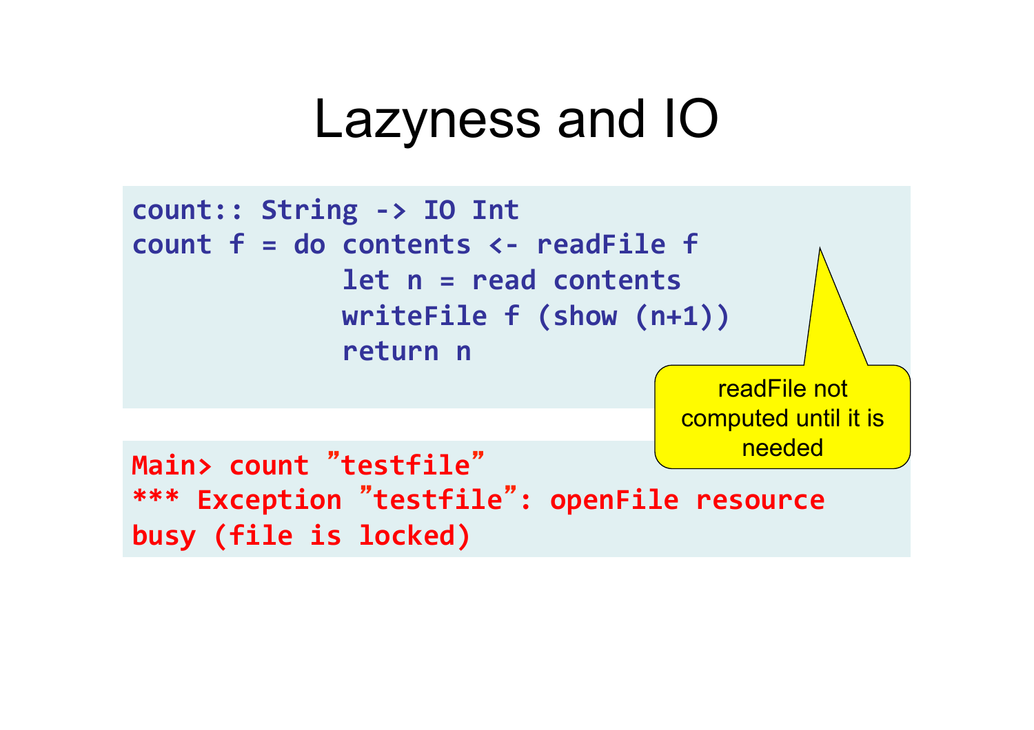# Lazyness and IO

```
count:: String -> IO Int
count f = do contents <- readFile f
             let n = read contents
             writeFile f (show (n+1))
             return n
```

readFile not computed until it is needed

```
Main> count ”testfile”
*** Exception ”testfile”: openFile resource
busy (file is locked)
```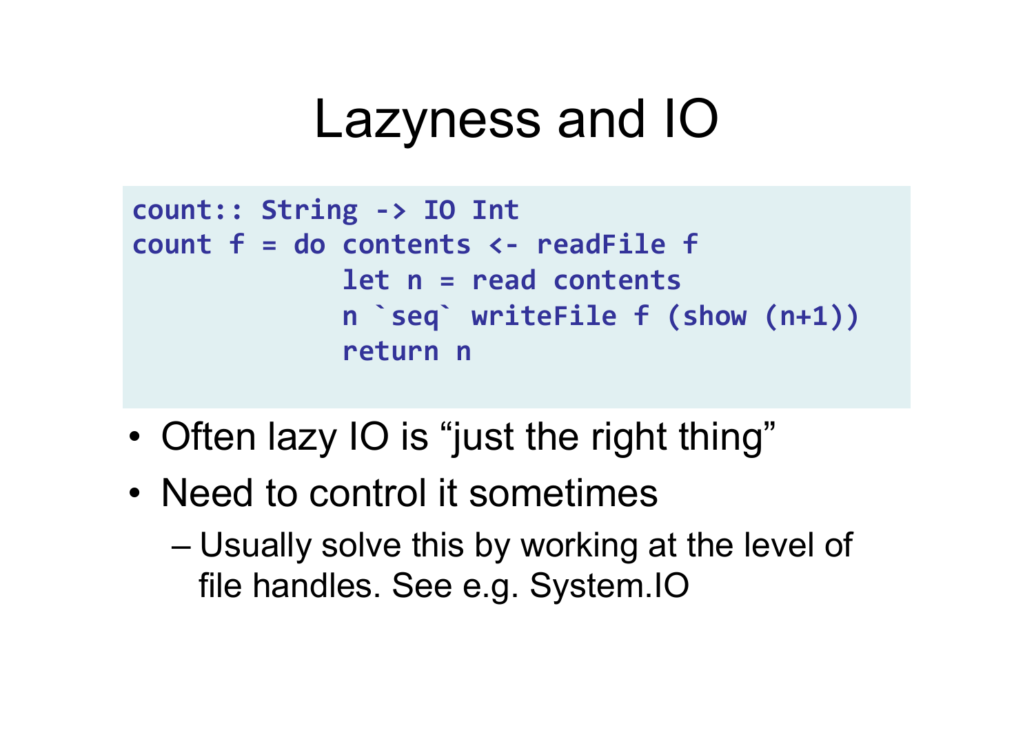# Lazyness and IO

```
count:: String -> IO Int
count f = do contents <- readFile f
             let n = read contents
             n `seq` writeFile f (show (n+1))
             return n
```

- Often lazy IO is “just the right thing”
- Need to control it sometimes
  – Usually solve this by working at the level of file handles. See e.g. System.IO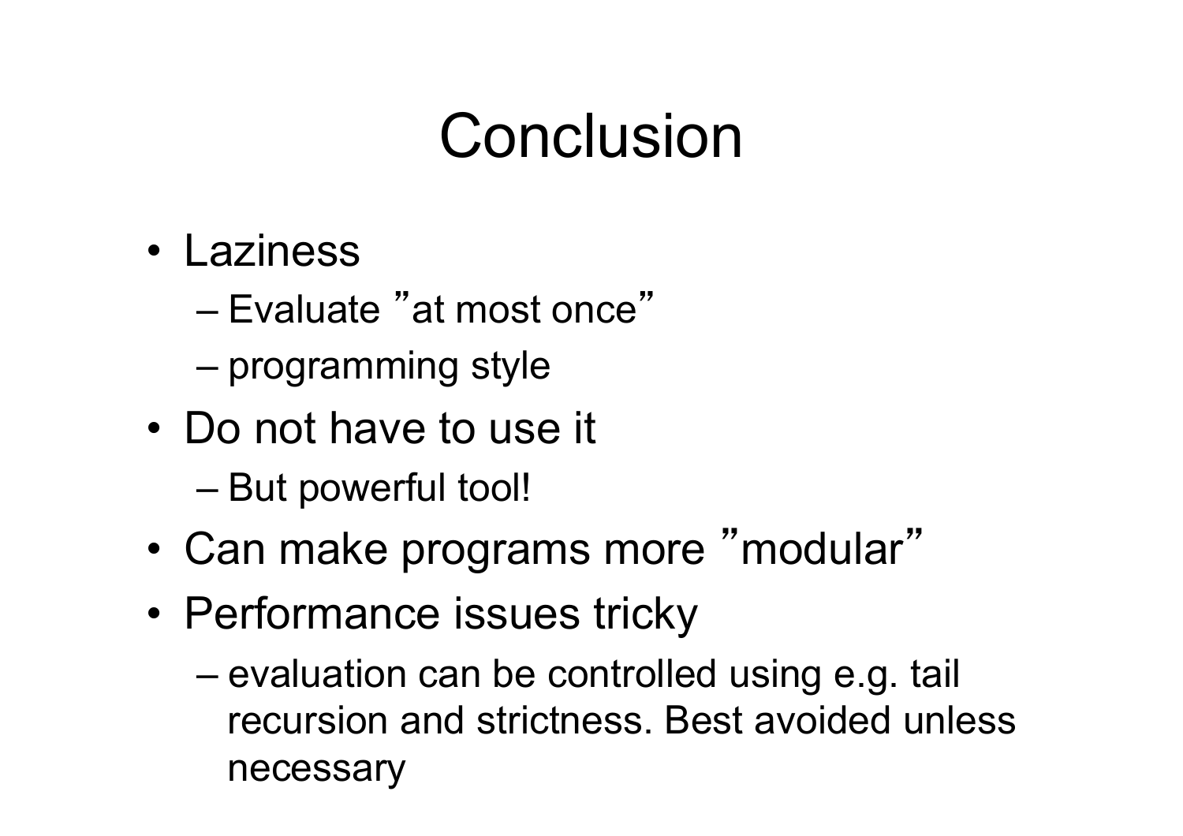# Conclusion

- Laziness
  - Evaluate ”at most once”
  - programming style
- Do not have to use it
  - But powerful tool!
- Can make programs more ”modular”
- Performance issues tricky
  - evaluation can be controlled using e.g. tail recursion and strictness. Best avoided unless necessary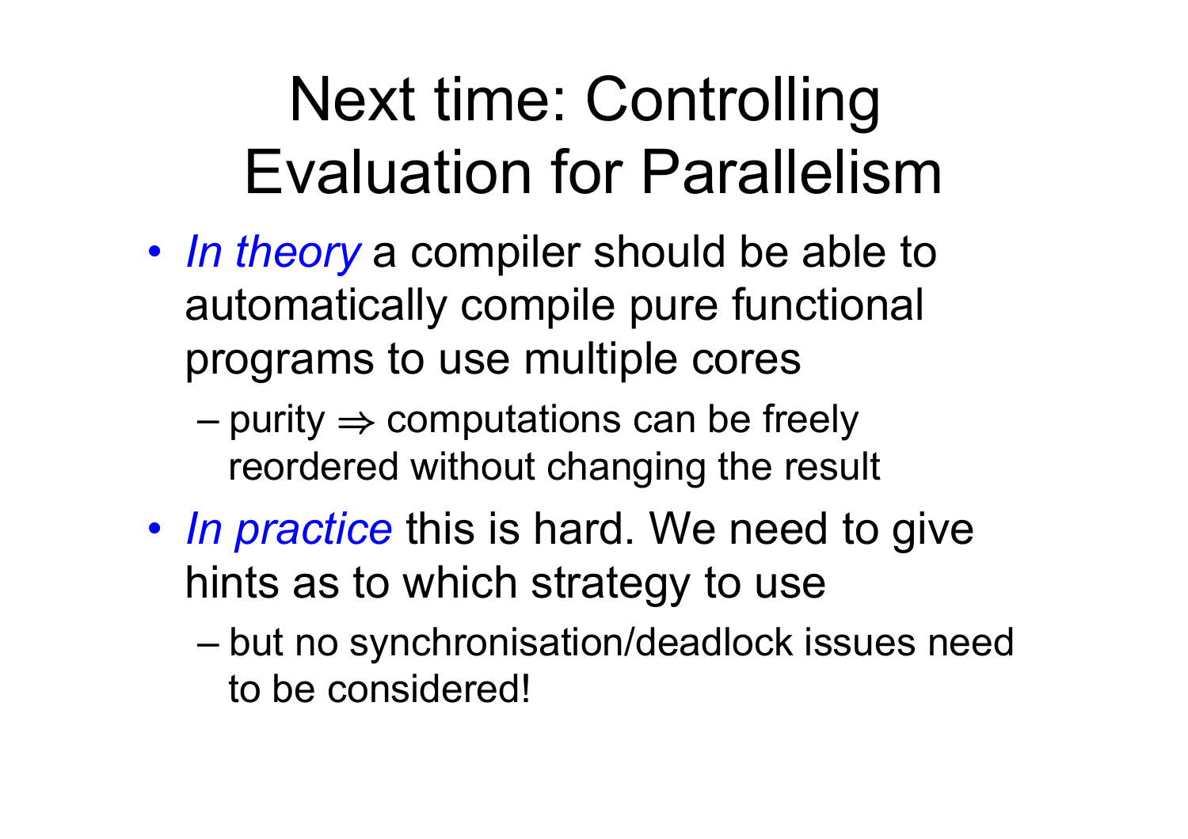# Next time: Controlling Evaluation for Parallelism

- *In theory* a compiler should be able to automatically compile pure functional programs to use multiple cores
  - purity $\Rightarrow$ computations can be freely reordered without changing the result
- *In practice* this is hard. We need to give hints as to which strategy to use
  - but no synchronisation/deadlock issues need to be considered!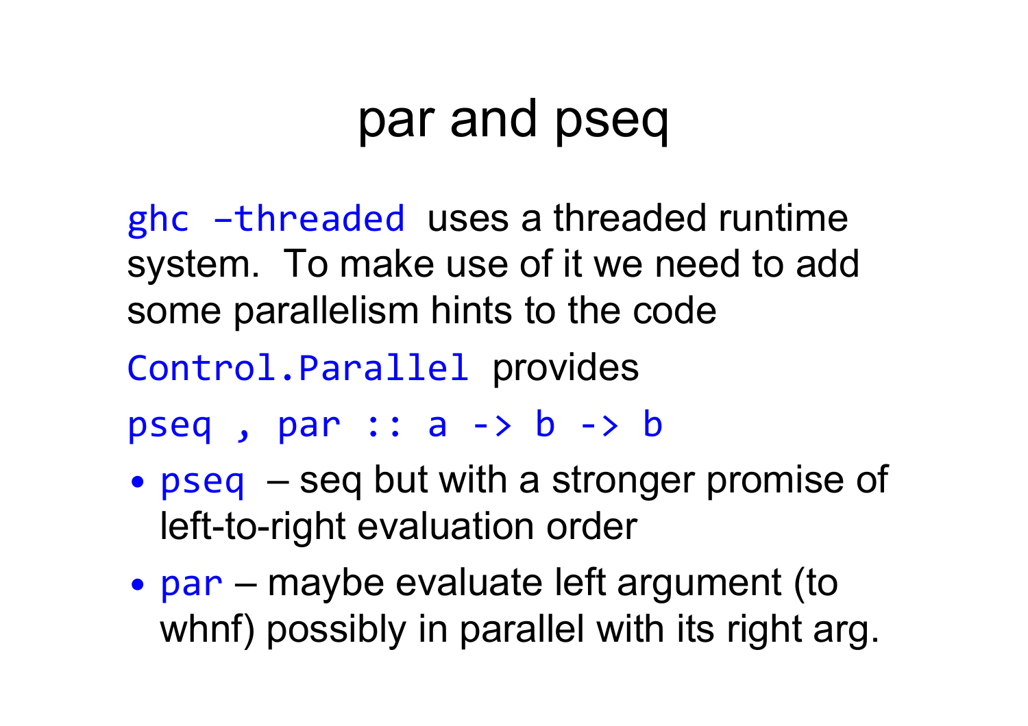# par and pseq

`ghc –threaded` uses a threaded runtime system. To make use of it we need to add some parallelism hints to the code

`Control.Parallel` provides

```
pseq , par :: a -> b -> b
```

- `pseq` – seq but with a stronger promise of left-to-right evaluation order
- `par` – maybe evaluate left argument (to whnf) possibly in parallel with its right arg.